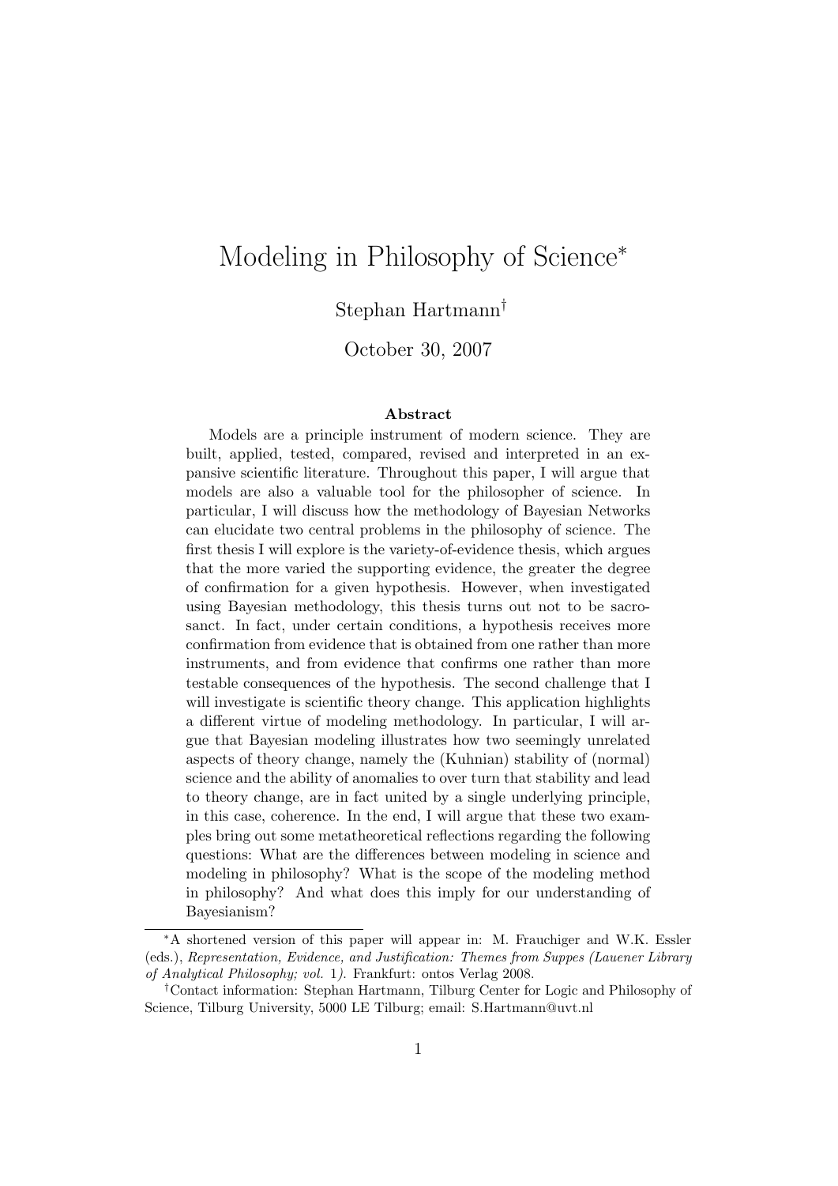# Modeling in Philosophy of Science*

Stephan Hartmann†

October 30, 2007

### Abstract

Models are a principle instrument of modern science. They are built, applied, tested, compared, revised and interpreted in an expansive scientific literature. Throughout this paper, I will argue that models are also a valuable tool for the philosopher of science. In particular, I will discuss how the methodology of Bayesian Networks can elucidate two central problems in the philosophy of science. The first thesis I will explore is the variety-of-evidence thesis, which argues that the more varied the supporting evidence, the greater the degree of confirmation for a given hypothesis. However, when investigated using Bayesian methodology, this thesis turns out not to be sacrosanct. In fact, under certain conditions, a hypothesis receives more confirmation from evidence that is obtained from one rather than more instruments, and from evidence that confirms one rather than more testable consequences of the hypothesis. The second challenge that I will investigate is scientific theory change. This application highlights a different virtue of modeling methodology. In particular, I will argue that Bayesian modeling illustrates how two seemingly unrelated aspects of theory change, namely the (Kuhnian) stability of (normal) science and the ability of anomalies to over turn that stability and lead to theory change, are in fact united by a single underlying principle, in this case, coherence. In the end, I will argue that these two examples bring out some metatheoretical reflections regarding the following questions: What are the differences between modeling in science and modeling in philosophy? What is the scope of the modeling method in philosophy? And what does this imply for our understanding of Bayesianism?

---

*A shortened version of this paper will appear in: M. Frauchiger and W.K. Essler (eds.), *Representation, Evidence, and Justification: Themes from Suppes (Lauener Library of Analytical Philosophy; vol. 1)*. Frankfurt: ontos Verlag 2008.

†Contact information: Stephan Hartmann, Tilburg Center for Logic and Philosophy of Science, Tilburg University, 5000 LE Tilburg; email: S.Hartmann@uvt.nl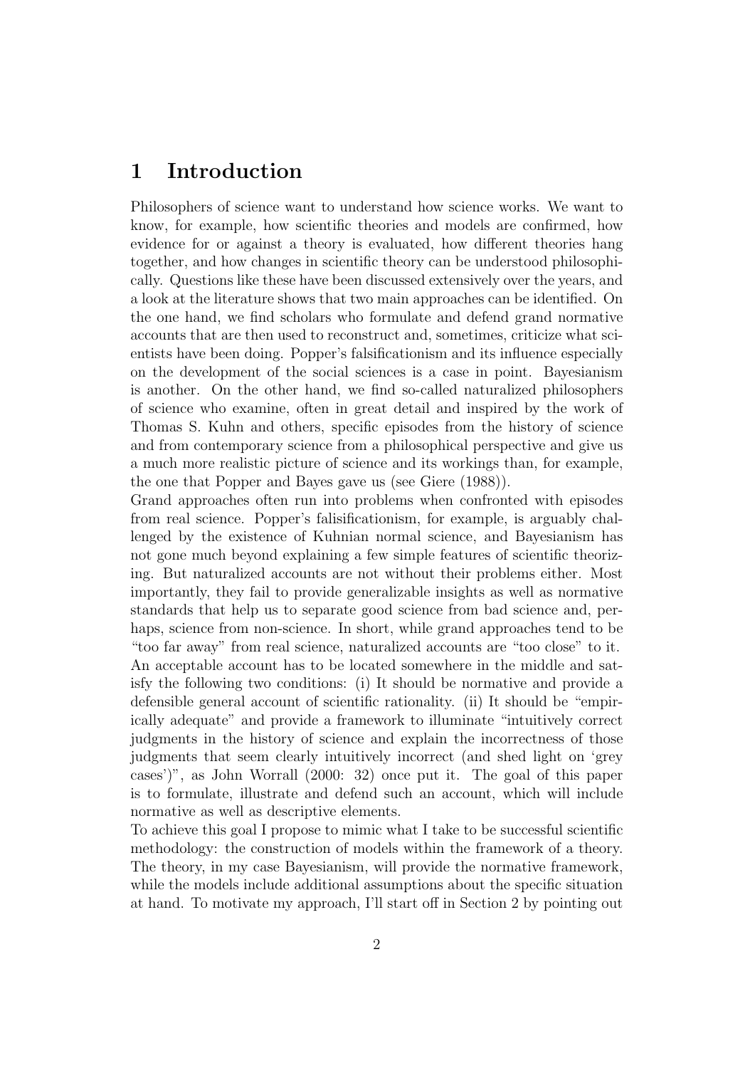# 1 Introduction

Philosophers of science want to understand how science works. We want to know, for example, how scientific theories and models are confirmed, how evidence for or against a theory is evaluated, how different theories hang together, and how changes in scientific theory can be understood philosophically. Questions like these have been discussed extensively over the years, and a look at the literature shows that two main approaches can be identified. On the one hand, we find scholars who formulate and defend grand normative accounts that are then used to reconstruct and, sometimes, criticize what scientists have been doing. Popper's falsificationism and its influence especially on the development of the social sciences is a case in point. Bayesianism is another. On the other hand, we find so-called naturalized philosophers of science who examine, often in great detail and inspired by the work of Thomas S. Kuhn and others, specific episodes from the history of science and from contemporary science from a philosophical perspective and give us a much more realistic picture of science and its workings than, for example, the one that Popper and Bayes gave us (see Giere (1988)).

Grand approaches often run into problems when confronted with episodes from real science. Popper's falisificationism, for example, is arguably challenged by the existence of Kuhnian normal science, and Bayesianism has not gone much beyond explaining a few simple features of scientific theorizing. But naturalized accounts are not without their problems either. Most importantly, they fail to provide generalizable insights as well as normative standards that help us to separate good science from bad science and, perhaps, science from non-science. In short, while grand approaches tend to be "too far away" from real science, naturalized accounts are "too close" to it. An acceptable account has to be located somewhere in the middle and satisfy the following two conditions: (i) It should be normative and provide a defensible general account of scientific rationality. (ii) It should be "empirically adequate" and provide a framework to illuminate "intuitively correct judgments in the history of science and explain the incorrectness of those judgments that seem clearly intuitively incorrect (and shed light on 'grey cases')", as John Worrall (2000: 32) once put it. The goal of this paper is to formulate, illustrate and defend such an account, which will include normative as well as descriptive elements.

To achieve this goal I propose to mimic what I take to be successful scientific methodology: the construction of models within the framework of a theory. The theory, in my case Bayesianism, will provide the normative framework, while the models include additional assumptions about the specific situation at hand. To motivate my approach, I'll start off in Section 2 by pointing out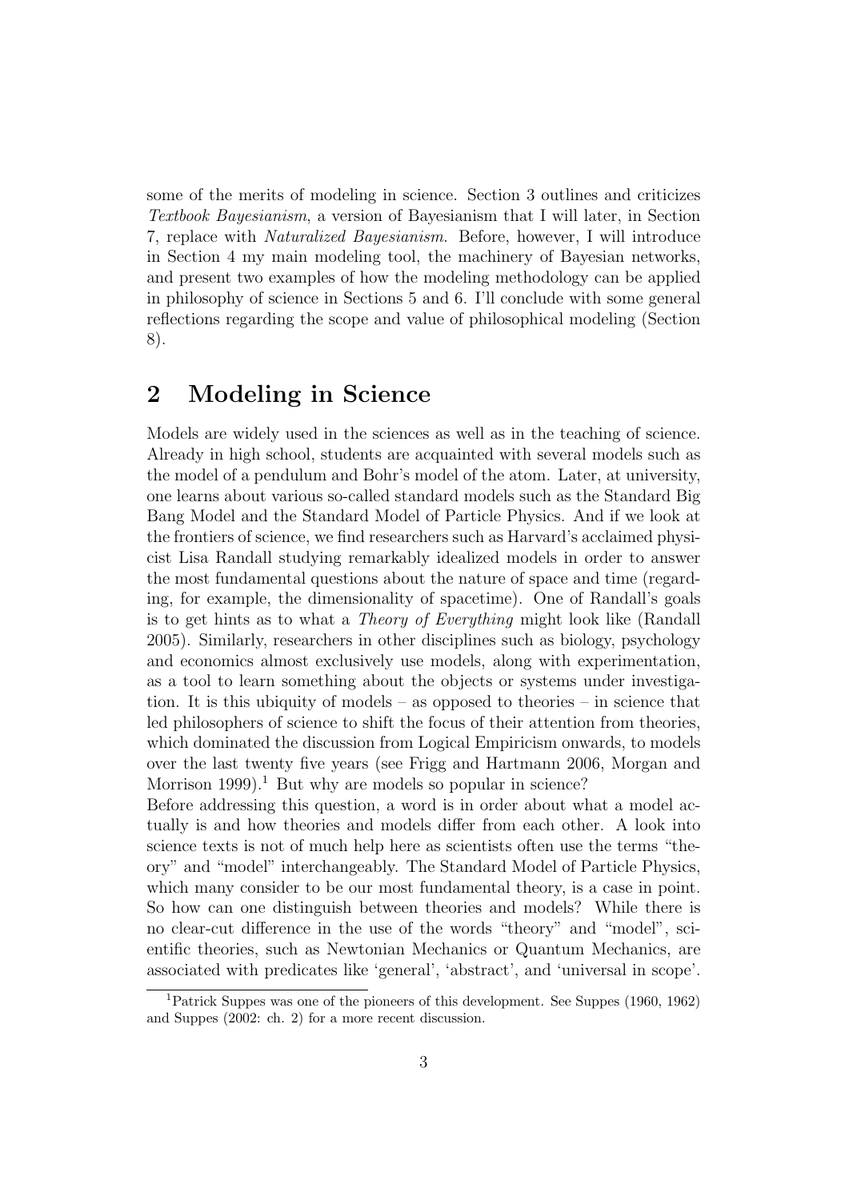some of the merits of modeling in science. Section 3 outlines and criticizes *Textbook Bayesianism*, a version of Bayesianism that I will later, in Section 7, replace with *Naturalized Bayesianism*. Before, however, I will introduce in Section 4 my main modeling tool, the machinery of Bayesian networks, and present two examples of how the modeling methodology can be applied in philosophy of science in Sections 5 and 6. I'll conclude with some general reflections regarding the scope and value of philosophical modeling (Section 8).

## 2 Modeling in Science

Models are widely used in the sciences as well as in the teaching of science. Already in high school, students are acquainted with several models such as the model of a pendulum and Bohr's model of the atom. Later, at university, one learns about various so-called standard models such as the Standard Big Bang Model and the Standard Model of Particle Physics. And if we look at the frontiers of science, we find researchers such as Harvard's acclaimed physicist Lisa Randall studying remarkably idealized models in order to answer the most fundamental questions about the nature of space and time (regarding, for example, the dimensionality of spacetime). One of Randall's goals is to get hints as to what a *Theory of Everything* might look like (Randall 2005). Similarly, researchers in other disciplines such as biology, psychology and economics almost exclusively use models, along with experimentation, as a tool to learn something about the objects or systems under investigation. It is this ubiquity of models – as opposed to theories – in science that led philosophers of science to shift the focus of their attention from theories, which dominated the discussion from Logical Empiricism onwards, to models over the last twenty five years (see Frigg and Hartmann 2006, Morgan and Morrison 1999).[1] But why are models so popular in science?

Before addressing this question, a word is in order about what a model actually is and how theories and models differ from each other. A look into science texts is not of much help here as scientists often use the terms "theory" and "model" interchangeably. The Standard Model of Particle Physics, which many consider to be our most fundamental theory, is a case in point. So how can one distinguish between theories and models? While there is no clear-cut difference in the use of the words "theory" and "model", scientific theories, such as Newtonian Mechanics or Quantum Mechanics, are associated with predicates like 'general', 'abstract', and 'universal in scope'.

[1] Patrick Suppes was one of the pioneers of this development. See Suppes (1960, 1962) and Suppes (2002: ch. 2) for a more recent discussion.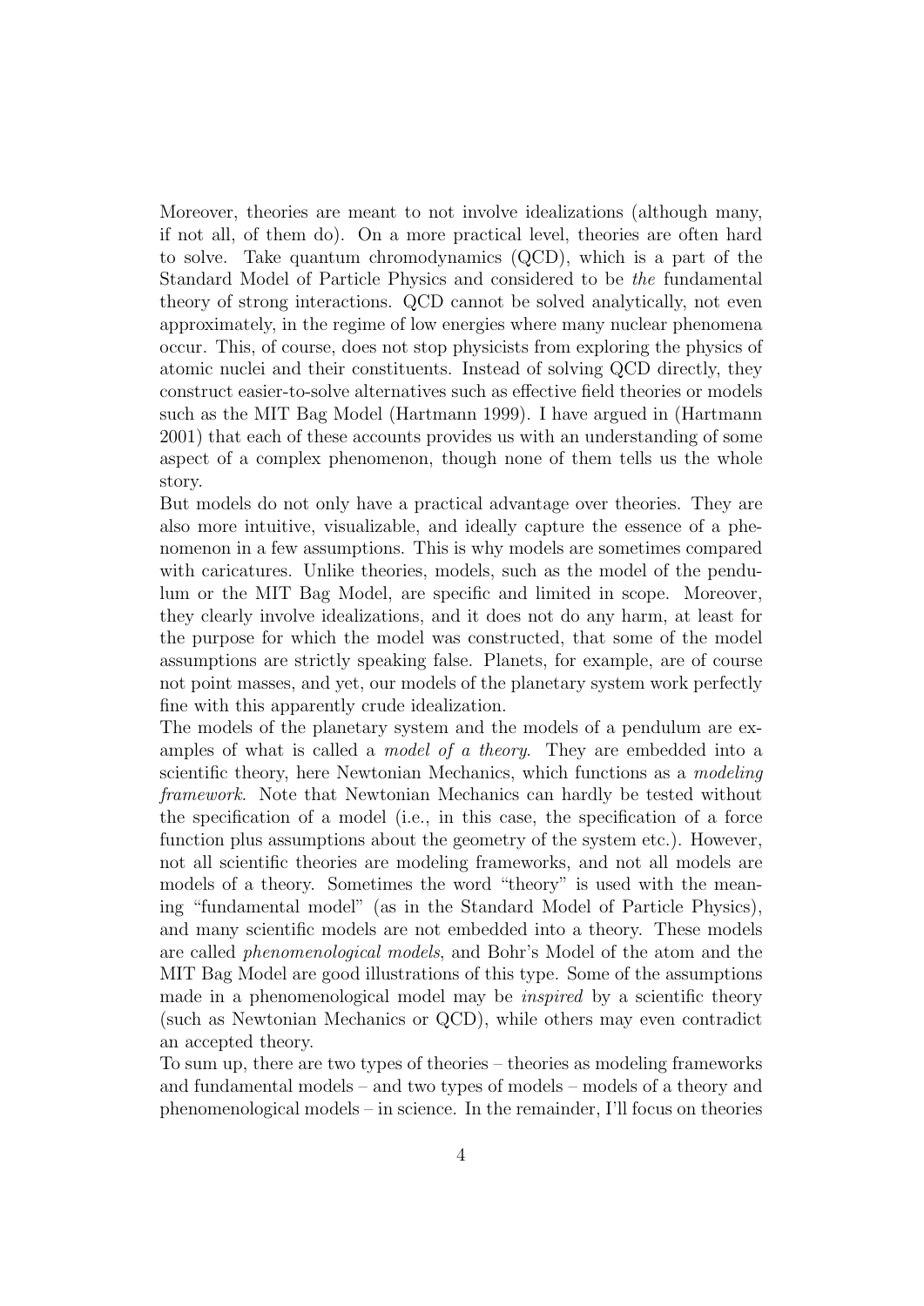Moreover, theories are meant to not involve idealizations (although many, if not all, of them do). On a more practical level, theories are often hard to solve. Take quantum chromodynamics (QCD), which is a part of the Standard Model of Particle Physics and considered to be *the* fundamental theory of strong interactions. QCD cannot be solved analytically, not even approximately, in the regime of low energies where many nuclear phenomena occur. This, of course, does not stop physicists from exploring the physics of atomic nuclei and their constituents. Instead of solving QCD directly, they construct easier-to-solve alternatives such as effective field theories or models such as the MIT Bag Model (Hartmann 1999). I have argued in (Hartmann 2001) that each of these accounts provides us with an understanding of some aspect of a complex phenomenon, though none of them tells us the whole story.

But models do not only have a practical advantage over theories. They are also more intuitive, visualizable, and ideally capture the essence of a phenomenon in a few assumptions. This is why models are sometimes compared with caricatures. Unlike theories, models, such as the model of the pendulum or the MIT Bag Model, are specific and limited in scope. Moreover, they clearly involve idealizations, and it does not do any harm, at least for the purpose for which the model was constructed, that some of the model assumptions are strictly speaking false. Planets, for example, are of course not point masses, and yet, our models of the planetary system work perfectly fine with this apparently crude idealization.

The models of the planetary system and the models of a pendulum are examples of what is called a *model of a theory*. They are embedded into a scientific theory, here Newtonian Mechanics, which functions as a *modeling framework*. Note that Newtonian Mechanics can hardly be tested without the specification of a model (i.e., in this case, the specification of a force function plus assumptions about the geometry of the system etc.). However, not all scientific theories are modeling frameworks, and not all models are models of a theory. Sometimes the word "theory" is used with the meaning "fundamental model" (as in the Standard Model of Particle Physics), and many scientific models are not embedded into a theory. These models are called *phenomenological models*, and Bohr's Model of the atom and the MIT Bag Model are good illustrations of this type. Some of the assumptions made in a phenomenological model may be *inspired* by a scientific theory (such as Newtonian Mechanics or QCD), while others may even contradict an accepted theory.

To sum up, there are two types of theories – theories as modeling frameworks and fundamental models – and two types of models – models of a theory and phenomenological models – in science. In the remainder, I'll focus on theories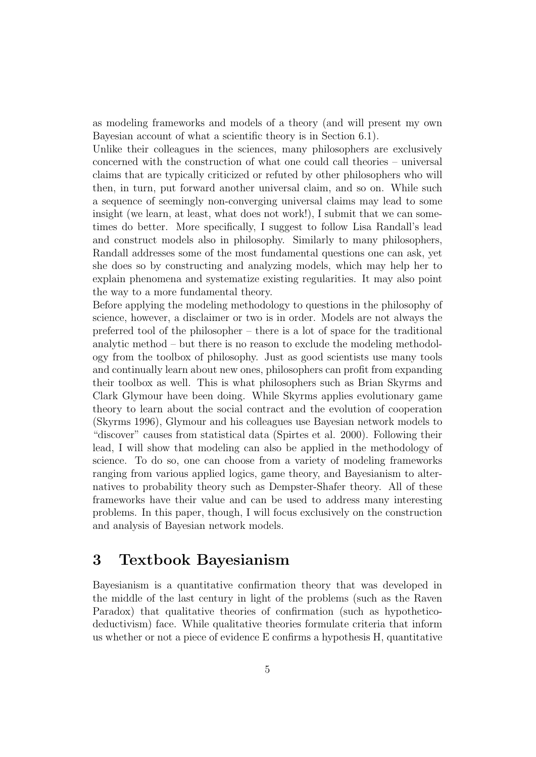as modeling frameworks and models of a theory (and will present my own Bayesian account of what a scientific theory is in Section 6.1).

Unlike their colleagues in the sciences, many philosophers are exclusively concerned with the construction of what one could call theories – universal claims that are typically criticized or refuted by other philosophers who will then, in turn, put forward another universal claim, and so on. While such a sequence of seemingly non-converging universal claims may lead to some insight (we learn, at least, what does not work!), I submit that we can sometimes do better. More specifically, I suggest to follow Lisa Randall's lead and construct models also in philosophy. Similarly to many philosophers, Randall addresses some of the most fundamental questions one can ask, yet she does so by constructing and analyzing models, which may help her to explain phenomena and systematize existing regularities. It may also point the way to a more fundamental theory.

Before applying the modeling methodology to questions in the philosophy of science, however, a disclaimer or two is in order. Models are not always the preferred tool of the philosopher – there is a lot of space for the traditional analytic method – but there is no reason to exclude the modeling methodology from the toolbox of philosophy. Just as good scientists use many tools and continually learn about new ones, philosophers can profit from expanding their toolbox as well. This is what philosophers such as Brian Skyrms and Clark Glymour have been doing. While Skyrms applies evolutionary game theory to learn about the social contract and the evolution of cooperation (Skyrms 1996), Glymour and his colleagues use Bayesian network models to "discover" causes from statistical data (Spirtes et al. 2000). Following their lead, I will show that modeling can also be applied in the methodology of science. To do so, one can choose from a variety of modeling frameworks ranging from various applied logics, game theory, and Bayesianism to alternatives to probability theory such as Dempster-Shafer theory. All of these frameworks have their value and can be used to address many interesting problems. In this paper, though, I will focus exclusively on the construction and analysis of Bayesian network models.

## 3 Textbook Bayesianism

Bayesianism is a quantitative confirmation theory that was developed in the middle of the last century in light of the problems (such as the Raven Paradox) that qualitative theories of confirmation (such as hypothetico-deductivism) face. While qualitative theories formulate criteria that inform us whether or not a piece of evidence E confirms a hypothesis H, quantitative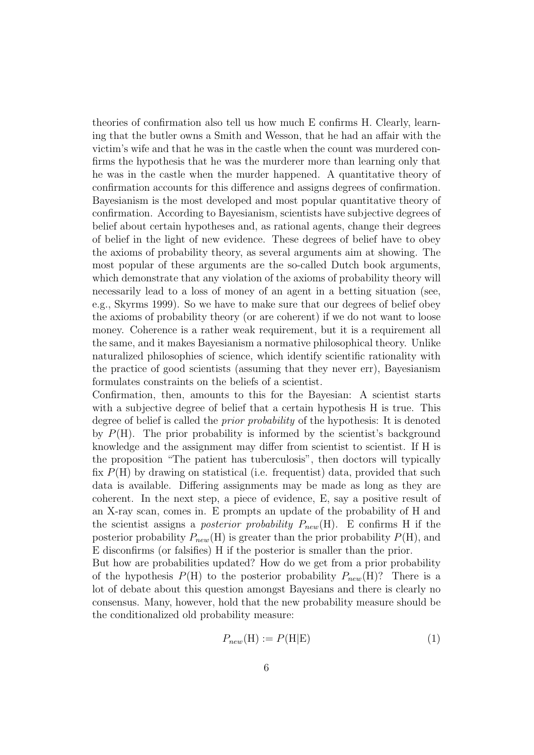theories of confirmation also tell us how much E confirms H. Clearly, learning that the butler owns a Smith and Wesson, that he had an affair with the victim's wife and that he was in the castle when the count was murdered confirms the hypothesis that he was the murderer more than learning only that he was in the castle when the murder happened. A quantitative theory of confirmation accounts for this difference and assigns degrees of confirmation. Bayesianism is the most developed and most popular quantitative theory of confirmation. According to Bayesianism, scientists have subjective degrees of belief about certain hypotheses and, as rational agents, change their degrees of belief in the light of new evidence. These degrees of belief have to obey the axioms of probability theory, as several arguments aim at showing. The most popular of these arguments are the so-called Dutch book arguments, which demonstrate that any violation of the axioms of probability theory will necessarily lead to a loss of money of an agent in a betting situation (see, e.g., Skyrms 1999). So we have to make sure that our degrees of belief obey the axioms of probability theory (or are coherent) if we do not want to loose money. Coherence is a rather weak requirement, but it is a requirement all the same, and it makes Bayesianism a normative philosophical theory. Unlike naturalized philosophies of science, which identify scientific rationality with the practice of good scientists (assuming that they never err), Bayesianism formulates constraints on the beliefs of a scientist.

Confirmation, then, amounts to this for the Bayesian: A scientist starts with a subjective degree of belief that a certain hypothesis H is true. This degree of belief is called the *prior probability* of the hypothesis: It is denoted by $P(\mathrm{H})$. The prior probability is informed by the scientist's background knowledge and the assignment may differ from scientist to scientist. If H is the proposition "The patient has tuberculosis", then doctors will typically fix $P(\mathrm{H})$ by drawing on statistical (i.e. frequentist) data, provided that such data is available. Differing assignments may be made as long as they are coherent. In the next step, a piece of evidence, E, say a positive result of an X-ray scan, comes in. E prompts an update of the probability of H and the scientist assigns a *posterior probability* $P_{new}(\mathrm{H})$. E confirms H if the posterior probability $P_{new}(\mathrm{H})$ is greater than the prior probability $P(\mathrm{H})$, and E disconfirms (or falsifies) H if the posterior is smaller than the prior.

But how are probabilities updated? How do we get from a prior probability of the hypothesis $P(\mathrm{H})$ to the posterior probability $P_{new}(\mathrm{H})$? There is a lot of debate about this question amongst Bayesians and there is clearly no consensus. Many, however, hold that the new probability measure should be the conditionalized old probability measure:

$$P_{new}(\mathrm{H}) := P(\mathrm{H}|\mathrm{E}) \tag{1}$$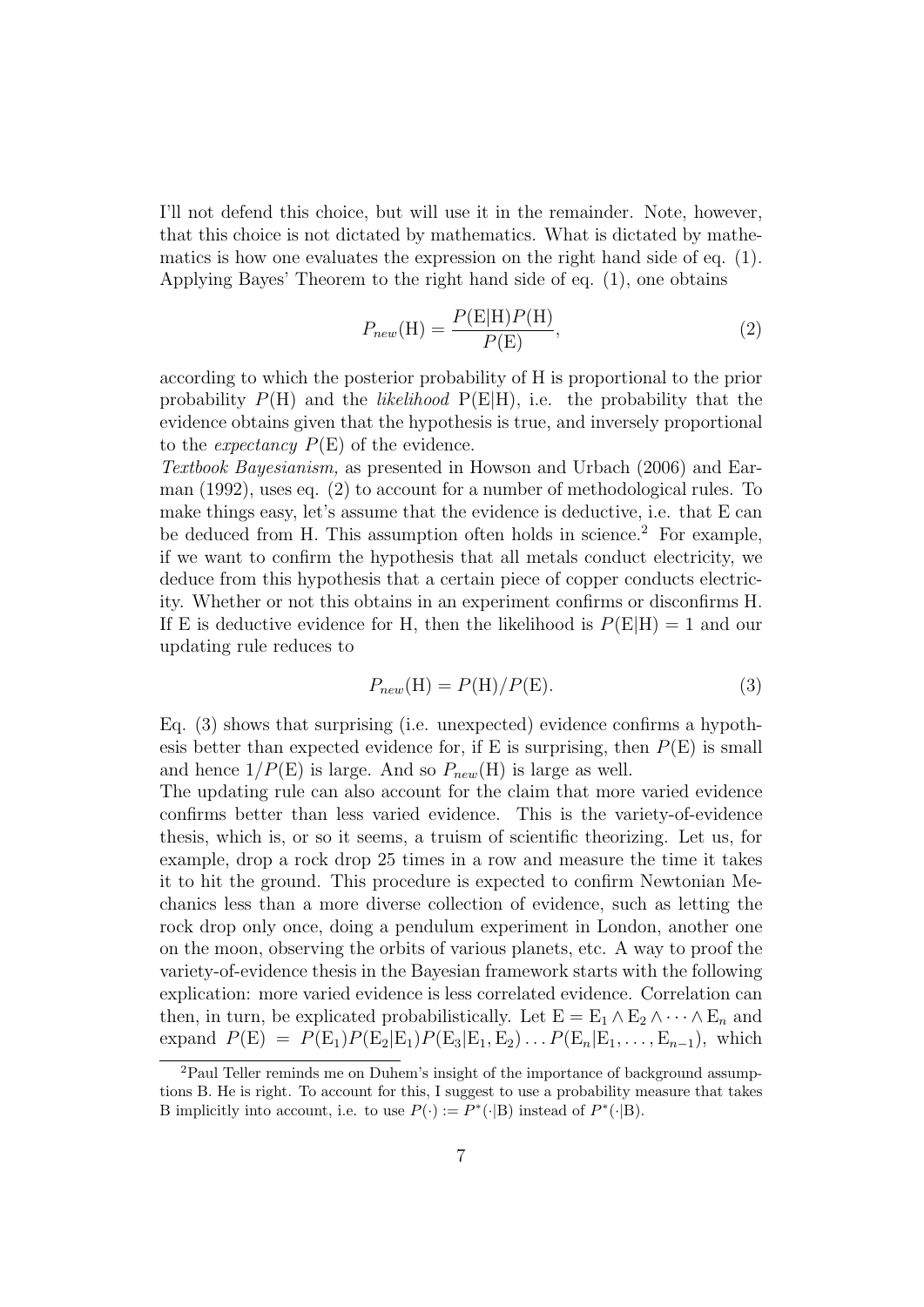I'll not defend this choice, but will use it in the remainder. Note, however, that this choice is not dictated by mathematics. What is dictated by mathematics is how one evaluates the expression on the right hand side of eq. (1). Applying Bayes' Theorem to the right hand side of eq. (1), one obtains

$$P_{new}(\mathrm{H}) = \frac{P(\mathrm{E}|\mathrm{H})P(\mathrm{H})}{P(\mathrm{E})}, \tag{2}$$

according to which the posterior probability of H is proportional to the prior probability $P(\mathrm{H})$ and the *likelihood* $\mathrm{P}(\mathrm{E}|\mathrm{H})$, i.e. the probability that the evidence obtains given that the hypothesis is true, and inversely proportional to the *expectancy* $P(\mathrm{E})$ of the evidence.

*Textbook Bayesianism,* as presented in Howson and Urbach (2006) and Earman (1992), uses eq. (2) to account for a number of methodological rules. To make things easy, let's assume that the evidence is deductive, i.e. that E can be deduced from H. This assumption often holds in science.[2] For example, if we want to confirm the hypothesis that all metals conduct electricity, we deduce from this hypothesis that a certain piece of copper conducts electricity. Whether or not this obtains in an experiment confirms or disconfirms H. If E is deductive evidence for H, then the likelihood is $P(\mathrm{E}|\mathrm{H}) = 1$ and our updating rule reduces to

$$P_{new}(\mathrm{H}) = P(\mathrm{H})/P(\mathrm{E}). \tag{3}$$

Eq. (3) shows that surprising (i.e. unexpected) evidence confirms a hypothesis better than expected evidence for, if E is surprising, then $P(\mathrm{E})$ is small and hence $1/P(\mathrm{E})$ is large. And so $P_{new}(\mathrm{H})$ is large as well.

The updating rule can also account for the claim that more varied evidence confirms better than less varied evidence. This is the variety-of-evidence thesis, which is, or so it seems, a truism of scientific theorizing. Let us, for example, drop a rock drop 25 times in a row and measure the time it takes it to hit the ground. This procedure is expected to confirm Newtonian Mechanics less than a more diverse collection of evidence, such as letting the rock drop only once, doing a pendulum experiment in London, another one on the moon, observing the orbits of various planets, etc. A way to proof the variety-of-evidence thesis in the Bayesian framework starts with the following explication: more varied evidence is less correlated evidence. Correlation can then, in turn, be explicated probabilistically. Let $\mathrm{E} = \mathrm{E}_1 \wedge \mathrm{E}_2 \wedge \cdots \wedge \mathrm{E}_n$ and expand $P(\mathrm{E}) = P(\mathrm{E}_1)P(\mathrm{E}_2|\mathrm{E}_1)P(\mathrm{E}_3|\mathrm{E}_1, \mathrm{E}_2) \ldots P(\mathrm{E}_n|\mathrm{E}_1, \ldots, \mathrm{E}_{n-1})$, which

[2] Paul Teller reminds me on Duhem's insight of the importance of background assumptions B. He is right. To account for this, I suggest to use a probability measure that takes B implicitly into account, i.e. to use $P(\cdot) := P^*(\cdot|\mathrm{B})$ instead of $P^*(\cdot|\mathrm{B})$.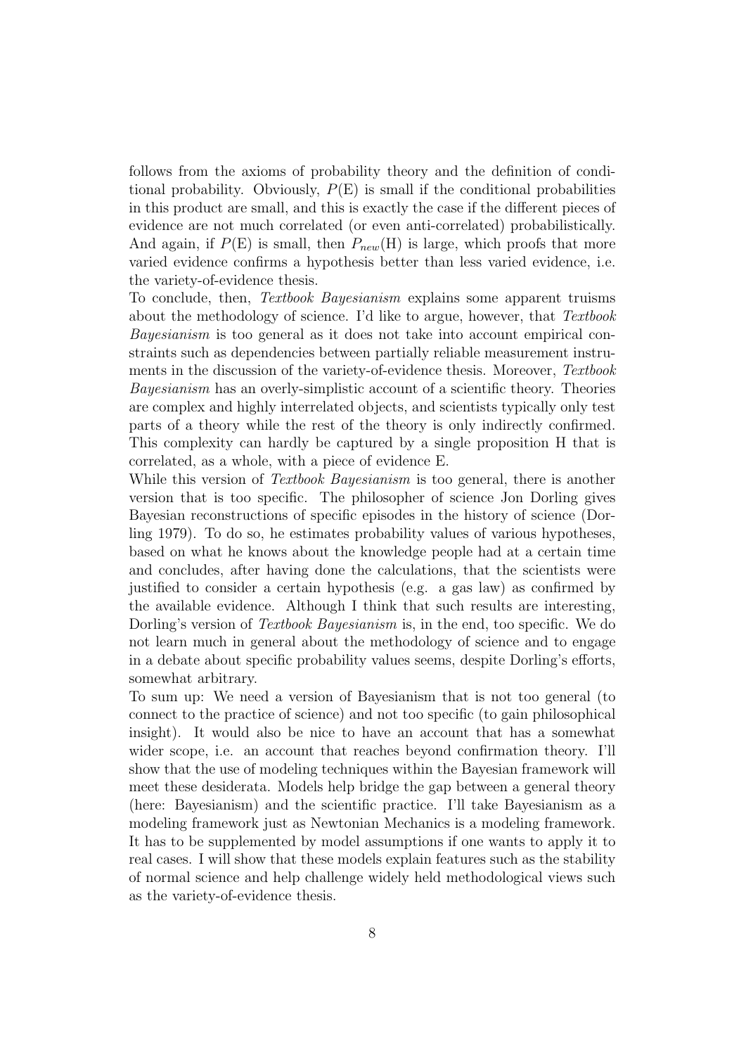follows from the axioms of probability theory and the definition of conditional probability. Obviously, $P(\mathrm{E})$ is small if the conditional probabilities in this product are small, and this is exactly the case if the different pieces of evidence are not much correlated (or even anti-correlated) probabilistically. And again, if $P(\mathrm{E})$ is small, then $P_{new}(\mathrm{H})$ is large, which proofs that more varied evidence confirms a hypothesis better than less varied evidence, i.e. the variety-of-evidence thesis.

To conclude, then, *Textbook Bayesianism* explains some apparent truisms about the methodology of science. I'd like to argue, however, that *Textbook Bayesianism* is too general as it does not take into account empirical constraints such as dependencies between partially reliable measurement instruments in the discussion of the variety-of-evidence thesis. Moreover, *Textbook Bayesianism* has an overly-simplistic account of a scientific theory. Theories are complex and highly interrelated objects, and scientists typically only test parts of a theory while the rest of the theory is only indirectly confirmed. This complexity can hardly be captured by a single proposition H that is correlated, as a whole, with a piece of evidence E.

While this version of *Textbook Bayesianism* is too general, there is another version that is too specific. The philosopher of science Jon Dorling gives Bayesian reconstructions of specific episodes in the history of science (Dorling 1979). To do so, he estimates probability values of various hypotheses, based on what he knows about the knowledge people had at a certain time and concludes, after having done the calculations, that the scientists were justified to consider a certain hypothesis (e.g. a gas law) as confirmed by the available evidence. Although I think that such results are interesting, Dorling's version of *Textbook Bayesianism* is, in the end, too specific. We do not learn much in general about the methodology of science and to engage in a debate about specific probability values seems, despite Dorling's efforts, somewhat arbitrary.

To sum up: We need a version of Bayesianism that is not too general (to connect to the practice of science) and not too specific (to gain philosophical insight). It would also be nice to have an account that has a somewhat wider scope, i.e. an account that reaches beyond confirmation theory. I'll show that the use of modeling techniques within the Bayesian framework will meet these desiderata. Models help bridge the gap between a general theory (here: Bayesianism) and the scientific practice. I'll take Bayesianism as a modeling framework just as Newtonian Mechanics is a modeling framework. It has to be supplemented by model assumptions if one wants to apply it to real cases. I will show that these models explain features such as the stability of normal science and help challenge widely held methodological views such as the variety-of-evidence thesis.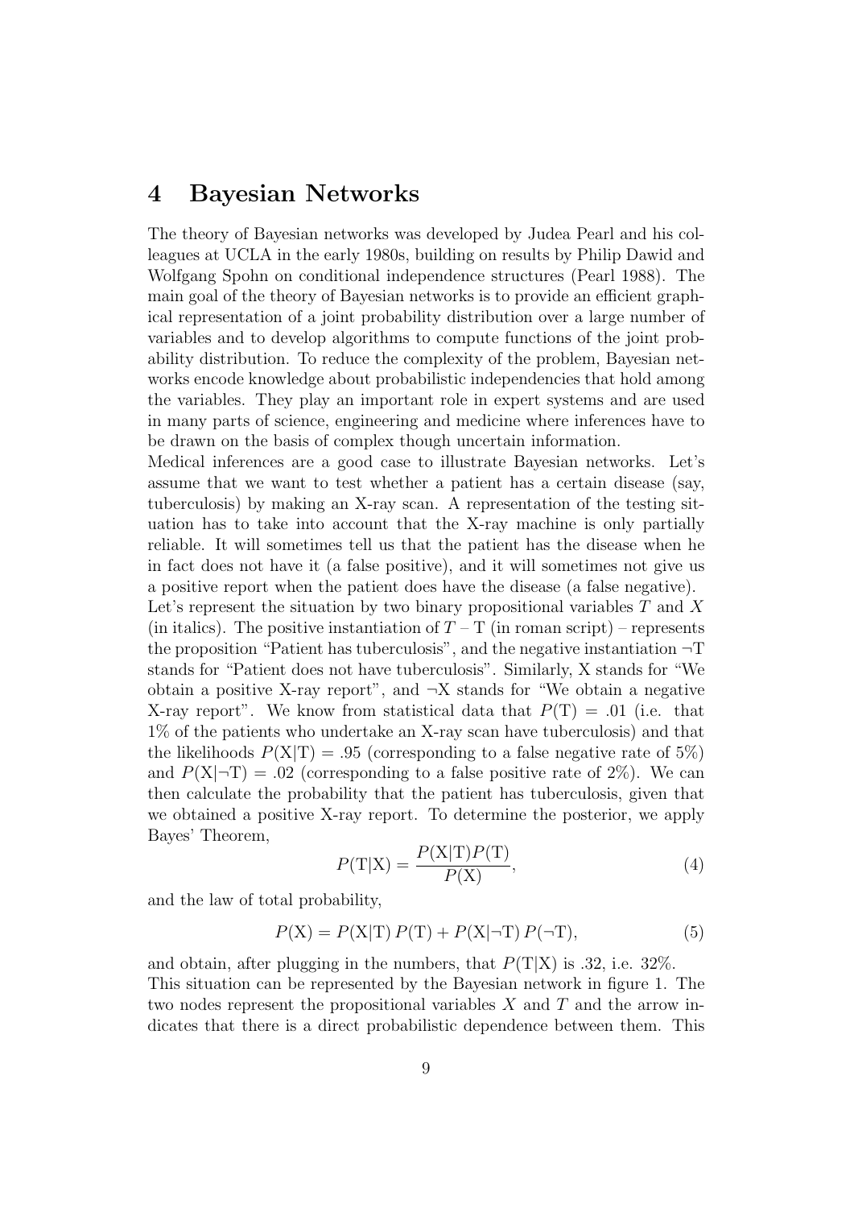## 4 Bayesian Networks

The theory of Bayesian networks was developed by Judea Pearl and his colleagues at UCLA in the early 1980s, building on results by Philip Dawid and Wolfgang Spohn on conditional independence structures (Pearl 1988). The main goal of the theory of Bayesian networks is to provide an efficient graphical representation of a joint probability distribution over a large number of variables and to develop algorithms to compute functions of the joint probability distribution. To reduce the complexity of the problem, Bayesian networks encode knowledge about probabilistic independencies that hold among the variables. They play an important role in expert systems and are used in many parts of science, engineering and medicine where inferences have to be drawn on the basis of complex though uncertain information.

Medical inferences are a good case to illustrate Bayesian networks. Let's assume that we want to test whether a patient has a certain disease (say, tuberculosis) by making an X-ray scan. A representation of the testing situation has to take into account that the X-ray machine is only partially reliable. It will sometimes tell us that the patient has the disease when he in fact does not have it (a false positive), and it will sometimes not give us a positive report when the patient does have the disease (a false negative).

Let's represent the situation by two binary propositional variables $T$ and $X$ (in italics). The positive instantiation of $T$ – $\mathrm{T}$ (in roman script) – represents the proposition "Patient has tuberculosis", and the negative instantiation $\neg\mathrm{T}$ stands for "Patient does not have tuberculosis". Similarly, X stands for "We obtain a positive X-ray report", and $\neg\mathrm{X}$ stands for "We obtain a negative X-ray report". We know from statistical data that $P(\mathrm{T}) = .01$ (i.e. that 1% of the patients who undertake an X-ray scan have tuberculosis) and that the likelihoods $P(\mathrm{X}|\mathrm{T}) = .95$ (corresponding to a false negative rate of 5%) and $P(\mathrm{X}|\neg\mathrm{T}) = .02$ (corresponding to a false positive rate of 2%). We can then calculate the probability that the patient has tuberculosis, given that we obtained a positive X-ray report. To determine the posterior, we apply Bayes' Theorem,

$$P(\mathrm{T}|\mathrm{X}) = \frac{P(\mathrm{X}|\mathrm{T})P(\mathrm{T})}{P(\mathrm{X})}, \tag{4}$$

and the law of total probability,

$$P(\mathrm{X}) = P(\mathrm{X}|\mathrm{T})\,P(\mathrm{T}) + P(\mathrm{X}|\neg\mathrm{T})\,P(\neg\mathrm{T}), \tag{5}$$

and obtain, after plugging in the numbers, that $P(\mathrm{T}|\mathrm{X})$ is .32, i.e. 32%.

This situation can be represented by the Bayesian network in figure 1. The two nodes represent the propositional variables $X$ and $T$ and the arrow indicates that there is a direct probabilistic dependence between them. This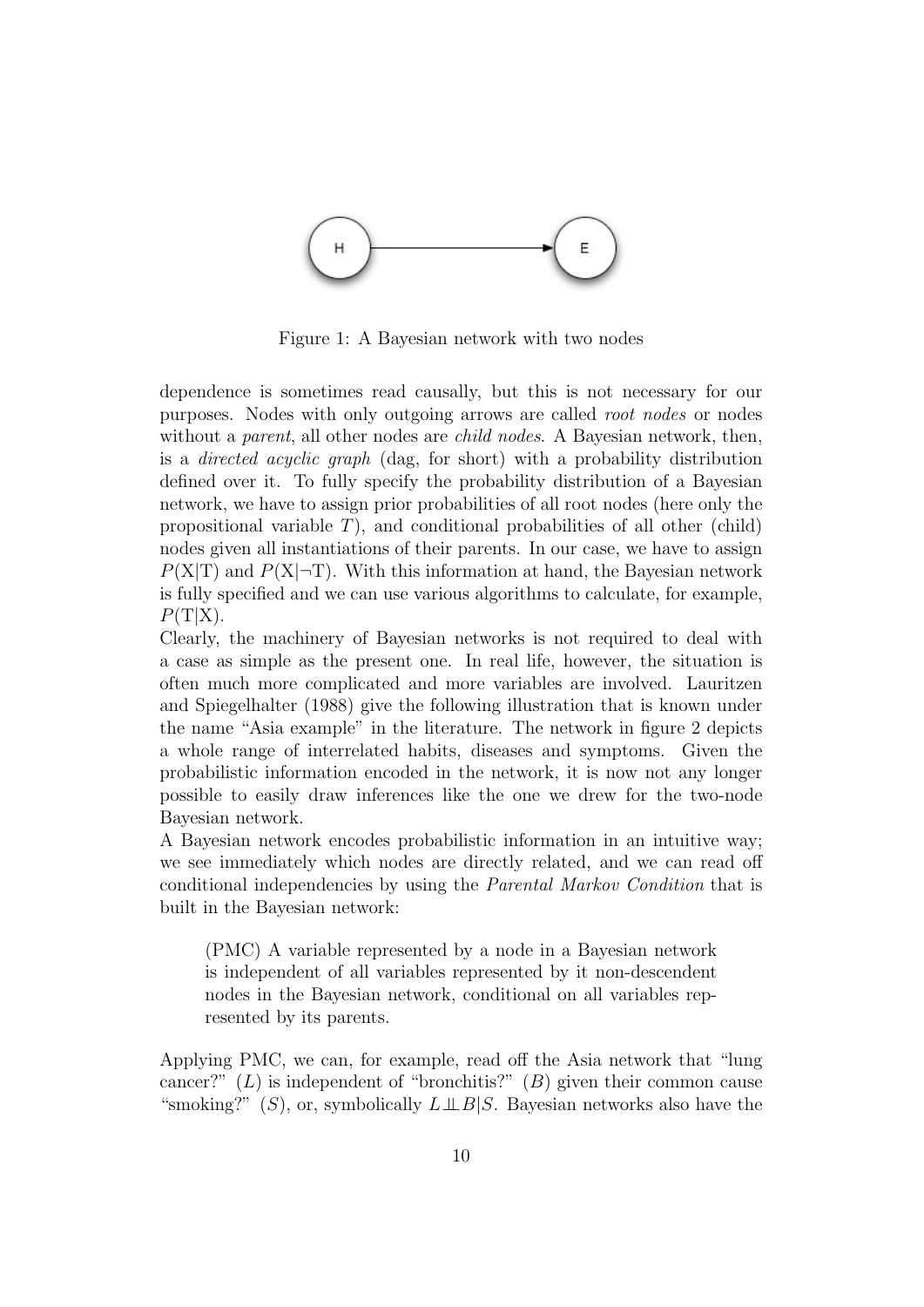Figure 1: A Bayesian network with two nodes

dependence is sometimes read causally, but this is not necessary for our purposes. Nodes with only outgoing arrows are called *root nodes* or nodes without a *parent*, all other nodes are *child nodes*. A Bayesian network, then, is a *directed acyclic graph* (dag, for short) with a probability distribution defined over it. To fully specify the probability distribution of a Bayesian network, we have to assign prior probabilities of all root nodes (here only the propositional variable $T$), and conditional probabilities of all other (child) nodes given all instantiations of their parents. In our case, we have to assign $P(\mathrm{X}|\mathrm{T})$ and $P(\mathrm{X}|\neg\mathrm{T})$. With this information at hand, the Bayesian network is fully specified and we can use various algorithms to calculate, for example, $P(\mathrm{T}|\mathrm{X})$.

Clearly, the machinery of Bayesian networks is not required to deal with a case as simple as the present one. In real life, however, the situation is often much more complicated and more variables are involved. Lauritzen and Spiegelhalter (1988) give the following illustration that is known under the name "Asia example" in the literature. The network in figure 2 depicts a whole range of interrelated habits, diseases and symptoms. Given the probabilistic information encoded in the network, it is now not any longer possible to easily draw inferences like the one we drew for the two-node Bayesian network.

A Bayesian network encodes probabilistic information in an intuitive way; we see immediately which nodes are directly related, and we can read off conditional independencies by using the *Parental Markov Condition* that is built in the Bayesian network:

> (PMC) A variable represented by a node in a Bayesian network is independent of all variables represented by it non-descendent nodes in the Bayesian network, conditional on all variables represented by its parents.

Applying PMC, we can, for example, read off the Asia network that "lung cancer?" ($L$) is independent of "bronchitis?" ($B$) given their common cause "smoking?" ($S$), or, symbolically $L \perp\!\!\!\perp B|S$. Bayesian networks also have the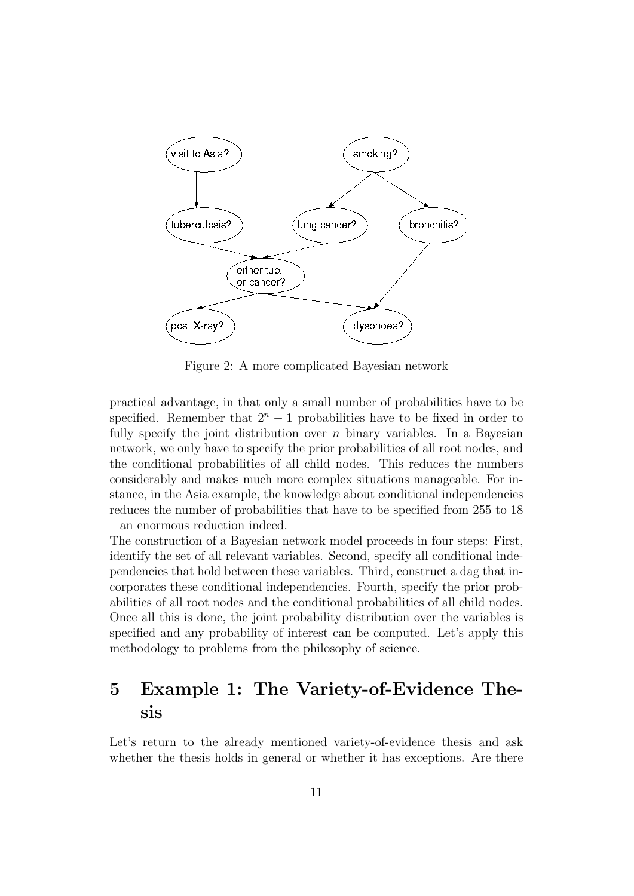Figure 2: A more complicated Bayesian network

practical advantage, in that only a small number of probabilities have to be specified. Remember that $2^n - 1$ probabilities have to be fixed in order to fully specify the joint distribution over $n$ binary variables. In a Bayesian network, we only have to specify the prior probabilities of all root nodes, and the conditional probabilities of all child nodes. This reduces the numbers considerably and makes much more complex situations manageable. For instance, in the Asia example, the knowledge about conditional independencies reduces the number of probabilities that have to be specified from 255 to 18 – an enormous reduction indeed.

The construction of a Bayesian network model proceeds in four steps: First, identify the set of all relevant variables. Second, specify all conditional independencies that hold between these variables. Third, construct a dag that incorporates these conditional independencies. Fourth, specify the prior probabilities of all root nodes and the conditional probabilities of all child nodes. Once all this is done, the joint probability distribution over the variables is specified and any probability of interest can be computed. Let's apply this methodology to problems from the philosophy of science.

# 5 Example 1: The Variety-of-Evidence Thesis

Let's return to the already mentioned variety-of-evidence thesis and ask whether the thesis holds in general or whether it has exceptions. Are there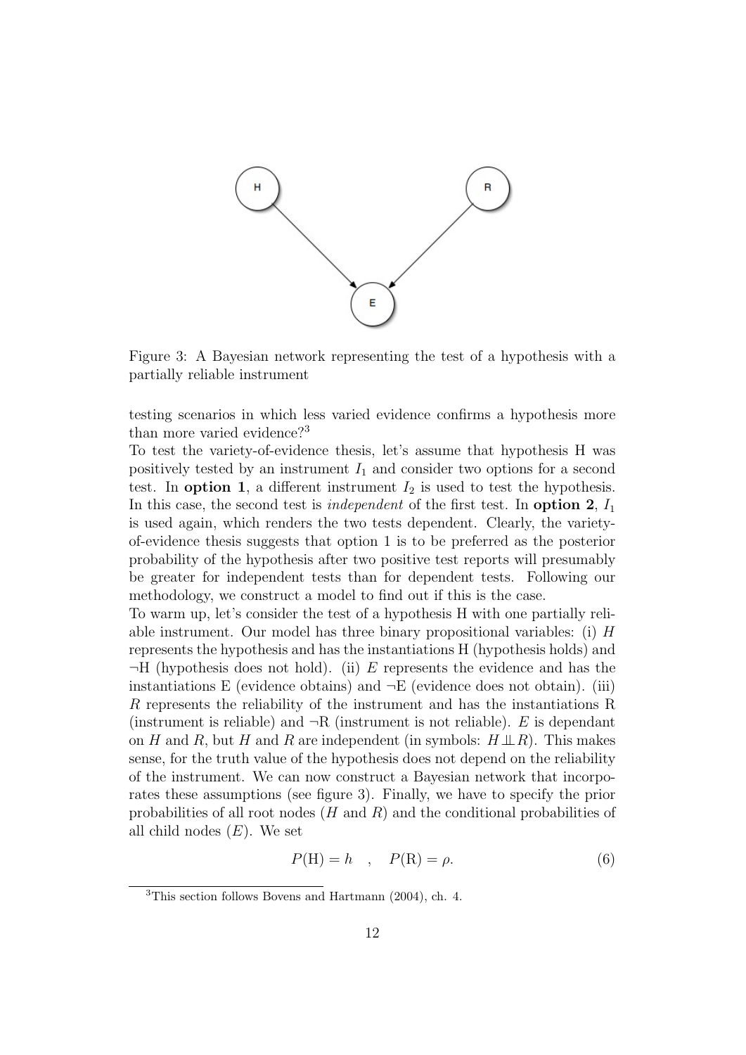Figure 3: A Bayesian network representing the test of a hypothesis with a partially reliable instrument

testing scenarios in which less varied evidence confirms a hypothesis more than more varied evidence?[3]

To test the variety-of-evidence thesis, let's assume that hypothesis H was positively tested by an instrument $I_1$ and consider two options for a second test. In **option 1**, a different instrument $I_2$ is used to test the hypothesis. In this case, the second test is *independent* of the first test. In **option 2**, $I_1$ is used again, which renders the two tests dependent. Clearly, the variety-of-evidence thesis suggests that option 1 is to be preferred as the posterior probability of the hypothesis after two positive test reports will presumably be greater for independent tests than for dependent tests. Following our methodology, we construct a model to find out if this is the case.

To warm up, let's consider the test of a hypothesis H with one partially reliable instrument. Our model has three binary propositional variables: (i) $H$ represents the hypothesis and has the instantiations H (hypothesis holds) and ¬H (hypothesis does not hold). (ii) $E$ represents the evidence and has the instantiations E (evidence obtains) and ¬E (evidence does not obtain). (iii) $R$ represents the reliability of the instrument and has the instantiations R (instrument is reliable) and ¬R (instrument is not reliable). $E$ is dependant on $H$ and $R$, but $H$ and $R$ are independent (in symbols: $H \perp\!\!\!\perp R$). This makes sense, for the truth value of the hypothesis does not depend on the reliability of the instrument. We can now construct a Bayesian network that incorporates these assumptions (see figure 3). Finally, we have to specify the prior probabilities of all root nodes ($H$ and $R$) and the conditional probabilities of all child nodes ($E$). We set

$$P(\text{H}) = h \quad , \quad P(\text{R}) = \rho. \tag{6}$$

[3] This section follows Bovens and Hartmann (2004), ch. 4.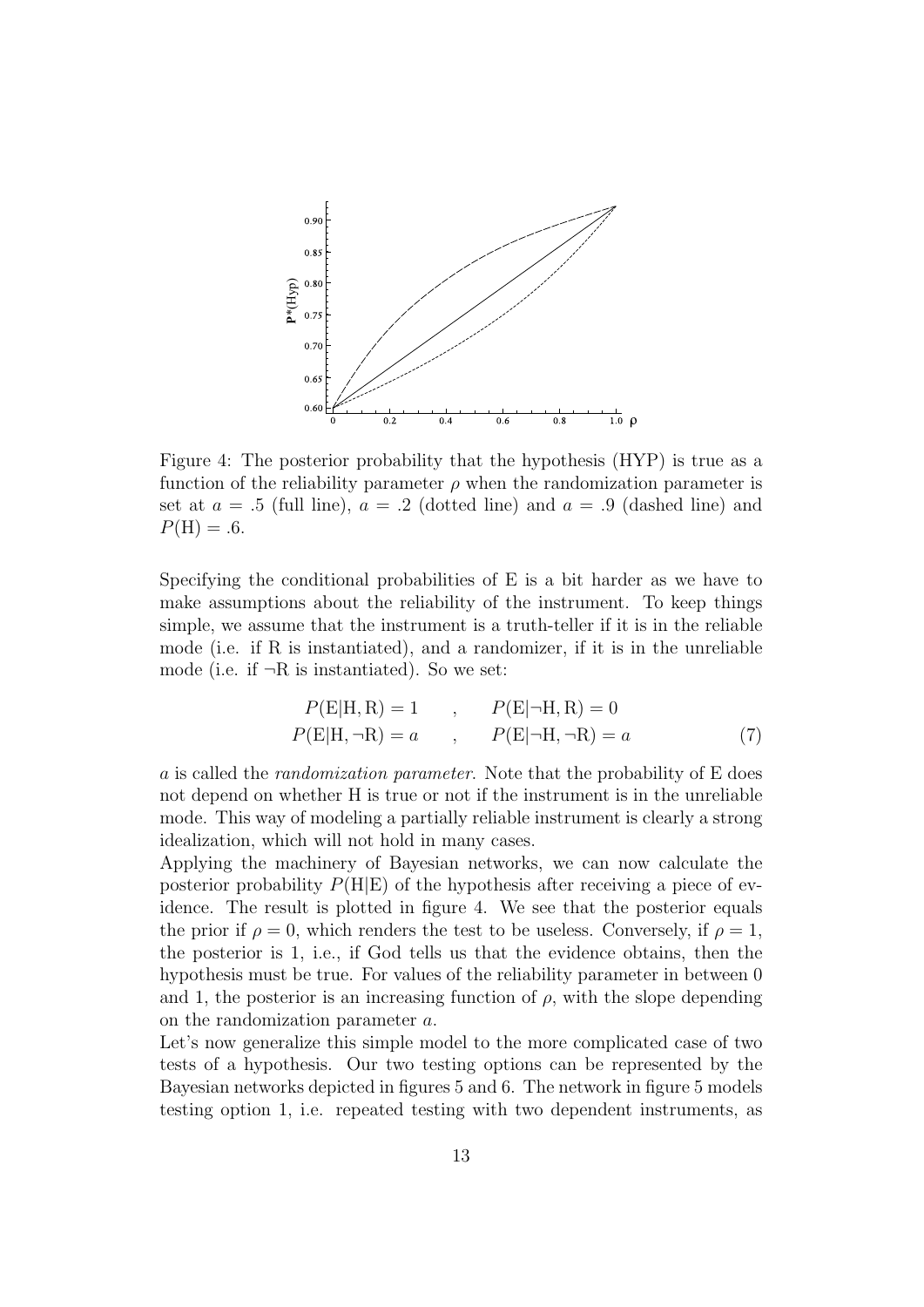Figure 4: The posterior probability that the hypothesis (HYP) is true as a function of the reliability parameter $\rho$ when the randomization parameter is set at $a = .5$ (full line), $a = .2$ (dotted line) and $a = .9$ (dashed line) and $P(\mathrm{H}) = .6$.

Specifying the conditional probabilities of E is a bit harder as we have to make assumptions about the reliability of the instrument. To keep things simple, we assume that the instrument is a truth-teller if it is in the reliable mode (i.e. if R is instantiated), and a randomizer, if it is in the unreliable mode (i.e. if $\neg$R is instantiated). So we set:

$$
\begin{aligned}
P(\mathrm{E}|\mathrm{H},\mathrm{R}) = 1 \quad &, \quad P(\mathrm{E}|\neg\mathrm{H},\mathrm{R}) = 0 \\
P(\mathrm{E}|\mathrm{H},\neg\mathrm{R}) = a \quad &, \quad P(\mathrm{E}|\neg\mathrm{H},\neg\mathrm{R}) = a
\end{aligned} \tag{7}
$$

$a$ is called the *randomization parameter*. Note that the probability of E does not depend on whether H is true or not if the instrument is in the unreliable mode. This way of modeling a partially reliable instrument is clearly a strong idealization, which will not hold in many cases.

Applying the machinery of Bayesian networks, we can now calculate the posterior probability $P(\mathrm{H}|\mathrm{E})$ of the hypothesis after receiving a piece of evidence. The result is plotted in figure 4. We see that the posterior equals the prior if $\rho = 0$, which renders the test to be useless. Conversely, if $\rho = 1$, the posterior is 1, i.e., if God tells us that the evidence obtains, then the hypothesis must be true. For values of the reliability parameter in between 0 and 1, the posterior is an increasing function of $\rho$, with the slope depending on the randomization parameter $a$.

Let's now generalize this simple model to the more complicated case of two tests of a hypothesis. Our two testing options can be represented by the Bayesian networks depicted in figures 5 and 6. The network in figure 5 models testing option 1, i.e. repeated testing with two dependent instruments, as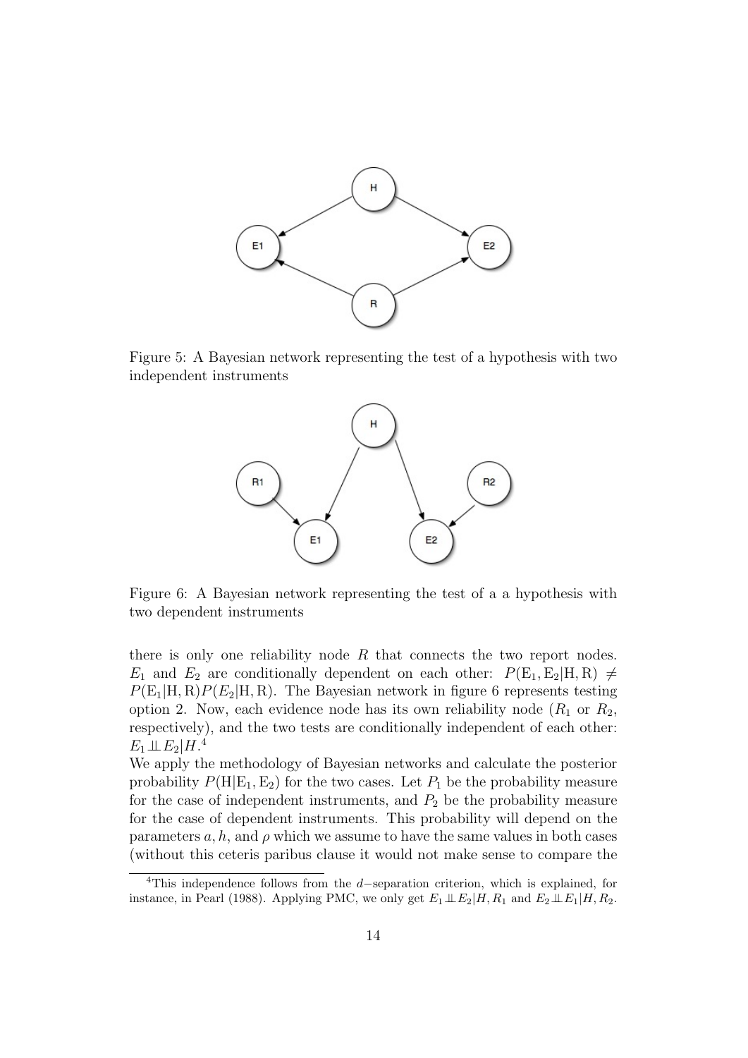Figure 5: A Bayesian network representing the test of a hypothesis with two independent instruments

Figure 6: A Bayesian network representing the test of a a hypothesis with two dependent instruments

there is only one reliability node $R$ that connects the two report nodes. $E_1$ and $E_2$ are conditionally dependent on each other: $P(\mathrm{E}_1, \mathrm{E}_2|\mathrm{H}, \mathrm{R}) \neq P(\mathrm{E}_1|\mathrm{H}, \mathrm{R})P(E_2|\mathrm{H}, \mathrm{R})$. The Bayesian network in figure 6 represents testing option 2. Now, each evidence node has its own reliability node ($R_1$ or $R_2$, respectively), and the two tests are conditionally independent of each other: $E_1 \perp\!\!\!\perp E_2|H$.[4]

We apply the methodology of Bayesian networks and calculate the posterior probability $P(\mathrm{H}|\mathrm{E}_1, \mathrm{E}_2)$ for the two cases. Let $P_1$ be the probability measure for the case of independent instruments, and $P_2$ be the probability measure for the case of dependent instruments. This probability will depend on the parameters $a, h$, and $\rho$ which we assume to have the same values in both cases (without this ceteris paribus clause it would not make sense to compare the

[4]This independence follows from the $d-$separation criterion, which is explained, for instance, in Pearl (1988). Applying PMC, we only get $E_1 \perp\!\!\!\perp E_2|H, R_1$ and $E_2 \perp\!\!\!\perp E_1|H, R_2$.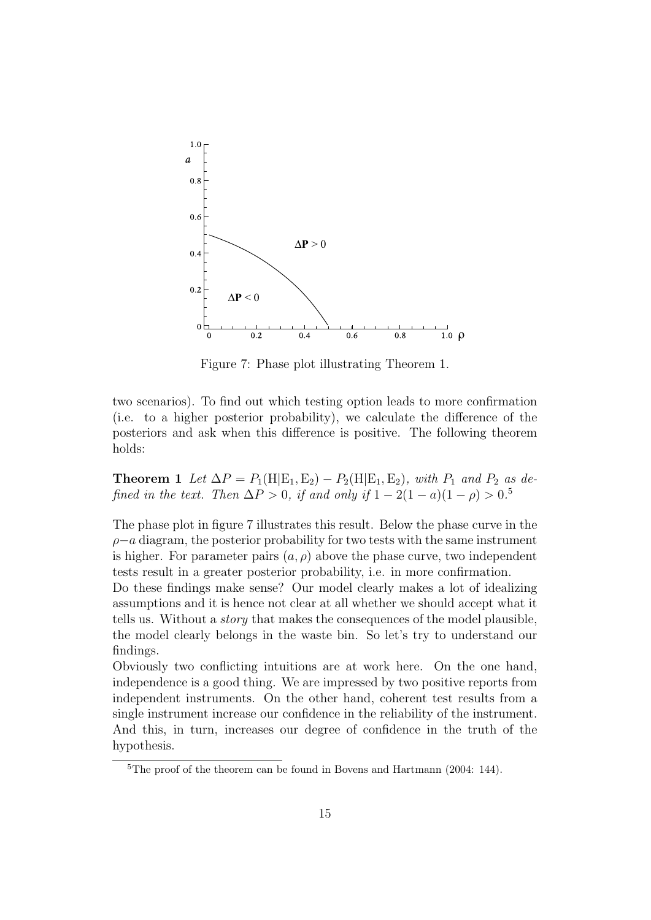Figure 7: Phase plot illustrating Theorem 1.

two scenarios). To find out which testing option leads to more confirmation (i.e. to a higher posterior probability), we calculate the difference of the posteriors and ask when this difference is positive. The following theorem holds:

**Theorem 1** *Let* $\Delta P = P_1(\mathrm{H}|\mathrm{E}_1, \mathrm{E}_2) - P_2(\mathrm{H}|\mathrm{E}_1, \mathrm{E}_2)$*, with* $P_1$ *and* $P_2$ *as defined in the text. Then* $\Delta P > 0$*, if and only if* $1 - 2(1-a)(1-\rho) > 0$*.*[5]

The phase plot in figure 7 illustrates this result. Below the phase curve in the $\rho - a$ diagram, the posterior probability for two tests with the same instrument is higher. For parameter pairs $(a, \rho)$ above the phase curve, two independent tests result in a greater posterior probability, i.e. in more confirmation.

Do these findings make sense? Our model clearly makes a lot of idealizing assumptions and it is hence not clear at all whether we should accept what it tells us. Without a *story* that makes the consequences of the model plausible, the model clearly belongs in the waste bin. So let's try to understand our findings.

Obviously two conflicting intuitions are at work here. On the one hand, independence is a good thing. We are impressed by two positive reports from independent instruments. On the other hand, coherent test results from a single instrument increase our confidence in the reliability of the instrument. And this, in turn, increases our degree of confidence in the truth of the hypothesis.

[5] The proof of the theorem can be found in Bovens and Hartmann (2004: 144).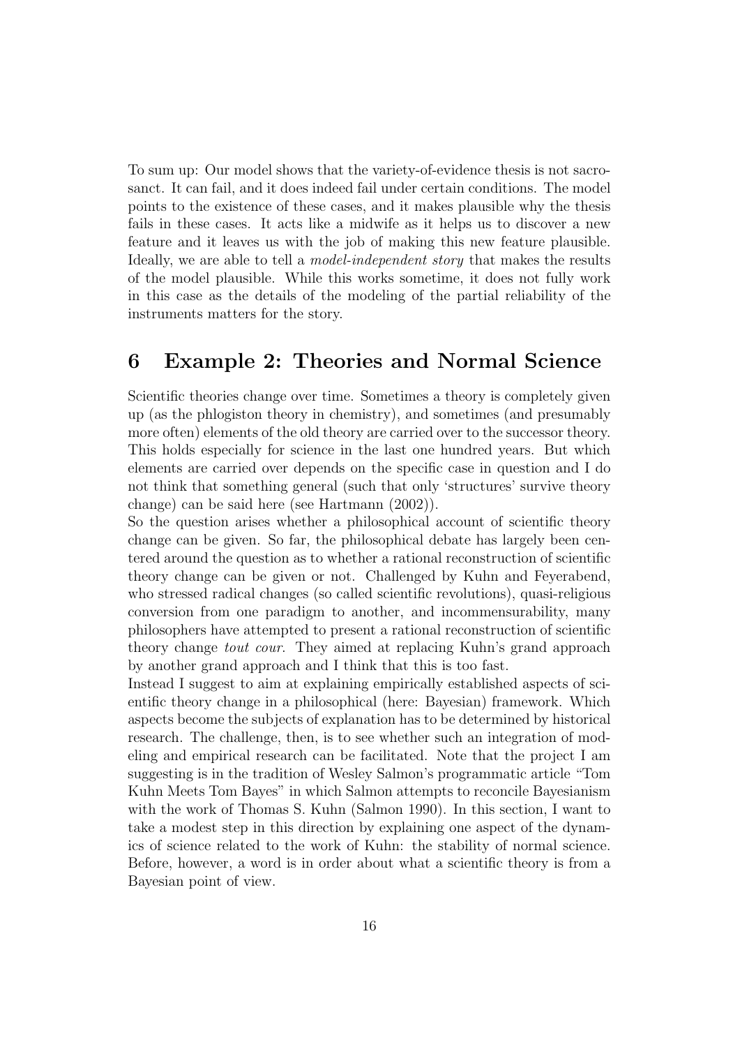To sum up: Our model shows that the variety-of-evidence thesis is not sacrosanct. It can fail, and it does indeed fail under certain conditions. The model points to the existence of these cases, and it makes plausible why the thesis fails in these cases. It acts like a midwife as it helps us to discover a new feature and it leaves us with the job of making this new feature plausible. Ideally, we are able to tell a *model-independent story* that makes the results of the model plausible. While this works sometime, it does not fully work in this case as the details of the modeling of the partial reliability of the instruments matters for the story.

## 6 Example 2: Theories and Normal Science

Scientific theories change over time. Sometimes a theory is completely given up (as the phlogiston theory in chemistry), and sometimes (and presumably more often) elements of the old theory are carried over to the successor theory. This holds especially for science in the last one hundred years. But which elements are carried over depends on the specific case in question and I do not think that something general (such that only 'structures' survive theory change) can be said here (see Hartmann (2002)).

So the question arises whether a philosophical account of scientific theory change can be given. So far, the philosophical debate has largely been centered around the question as to whether a rational reconstruction of scientific theory change can be given or not. Challenged by Kuhn and Feyerabend, who stressed radical changes (so called scientific revolutions), quasi-religious conversion from one paradigm to another, and incommensurability, many philosophers have attempted to present a rational reconstruction of scientific theory change *tout cour*. They aimed at replacing Kuhn's grand approach by another grand approach and I think that this is too fast.

Instead I suggest to aim at explaining empirically established aspects of scientific theory change in a philosophical (here: Bayesian) framework. Which aspects become the subjects of explanation has to be determined by historical research. The challenge, then, is to see whether such an integration of modeling and empirical research can be facilitated. Note that the project I am suggesting is in the tradition of Wesley Salmon's programmatic article "Tom Kuhn Meets Tom Bayes" in which Salmon attempts to reconcile Bayesianism with the work of Thomas S. Kuhn (Salmon 1990). In this section, I want to take a modest step in this direction by explaining one aspect of the dynamics of science related to the work of Kuhn: the stability of normal science. Before, however, a word is in order about what a scientific theory is from a Bayesian point of view.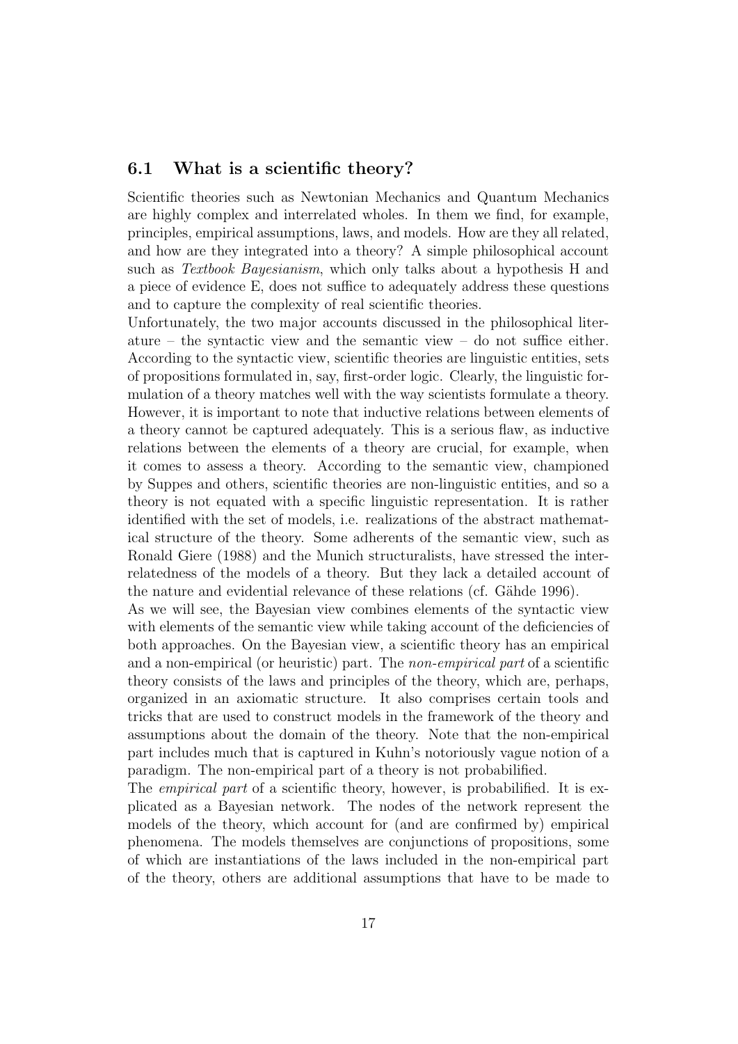## 6.1 What is a scientific theory?

Scientific theories such as Newtonian Mechanics and Quantum Mechanics are highly complex and interrelated wholes. In them we find, for example, principles, empirical assumptions, laws, and models. How are they all related, and how are they integrated into a theory? A simple philosophical account such as *Textbook Bayesianism*, which only talks about a hypothesis H and a piece of evidence E, does not suffice to adequately address these questions and to capture the complexity of real scientific theories.

Unfortunately, the two major accounts discussed in the philosophical literature – the syntactic view and the semantic view – do not suffice either. According to the syntactic view, scientific theories are linguistic entities, sets of propositions formulated in, say, first-order logic. Clearly, the linguistic formulation of a theory matches well with the way scientists formulate a theory. However, it is important to note that inductive relations between elements of a theory cannot be captured adequately. This is a serious flaw, as inductive relations between the elements of a theory are crucial, for example, when it comes to assess a theory. According to the semantic view, championed by Suppes and others, scientific theories are non-linguistic entities, and so a theory is not equated with a specific linguistic representation. It is rather identified with the set of models, i.e. realizations of the abstract mathematical structure of the theory. Some adherents of the semantic view, such as Ronald Giere (1988) and the Munich structuralists, have stressed the interrelatedness of the models of a theory. But they lack a detailed account of the nature and evidential relevance of these relations (cf. Gähde 1996).

As we will see, the Bayesian view combines elements of the syntactic view with elements of the semantic view while taking account of the deficiencies of both approaches. On the Bayesian view, a scientific theory has an empirical and a non-empirical (or heuristic) part. The *non-empirical part* of a scientific theory consists of the laws and principles of the theory, which are, perhaps, organized in an axiomatic structure. It also comprises certain tools and tricks that are used to construct models in the framework of the theory and assumptions about the domain of the theory. Note that the non-empirical part includes much that is captured in Kuhn's notoriously vague notion of a paradigm. The non-empirical part of a theory is not probabilified.

The *empirical part* of a scientific theory, however, is probabilified. It is explicated as a Bayesian network. The nodes of the network represent the models of the theory, which account for (and are confirmed by) empirical phenomena. The models themselves are conjunctions of propositions, some of which are instantiations of the laws included in the non-empirical part of the theory, others are additional assumptions that have to be made to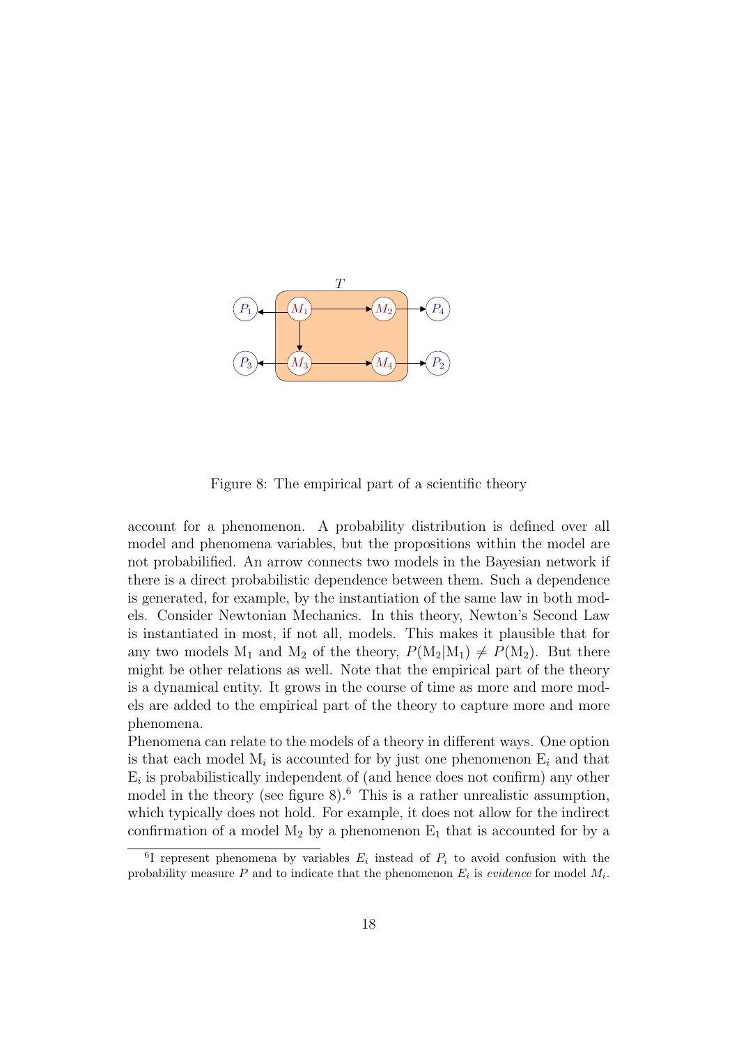Figure 8: The empirical part of a scientific theory

account for a phenomenon. A probability distribution is defined over all model and phenomena variables, but the propositions within the model are not probabilified. An arrow connects two models in the Bayesian network if there is a direct probabilistic dependence between them. Such a dependence is generated, for example, by the instantiation of the same law in both models. Consider Newtonian Mechanics. In this theory, Newton's Second Law is instantiated in most, if not all, models. This makes it plausible that for any two models $\mathrm{M}_1$ and $\mathrm{M}_2$ of the theory, $P(\mathrm{M}_2|\mathrm{M}_1) \neq P(\mathrm{M}_2)$. But there might be other relations as well. Note that the empirical part of the theory is a dynamical entity. It grows in the course of time as more and more models are added to the empirical part of the theory to capture more and more phenomena.

Phenomena can relate to the models of a theory in different ways. One option is that each model $\mathrm{M}_i$ is accounted for by just one phenomenon $\mathrm{E}_i$ and that $\mathrm{E}_i$ is probabilistically independent of (and hence does not confirm) any other model in the theory (see figure 8).[6] This is a rather unrealistic assumption, which typically does not hold. For example, it does not allow for the indirect confirmation of a model $\mathrm{M}_2$ by a phenomenon $\mathrm{E}_1$ that is accounted for by a

[6] I represent phenomena by variables $E_i$ instead of $P_i$ to avoid confusion with the probability measure $P$ and to indicate that the phenomenon $E_i$ is *evidence* for model $M_i$.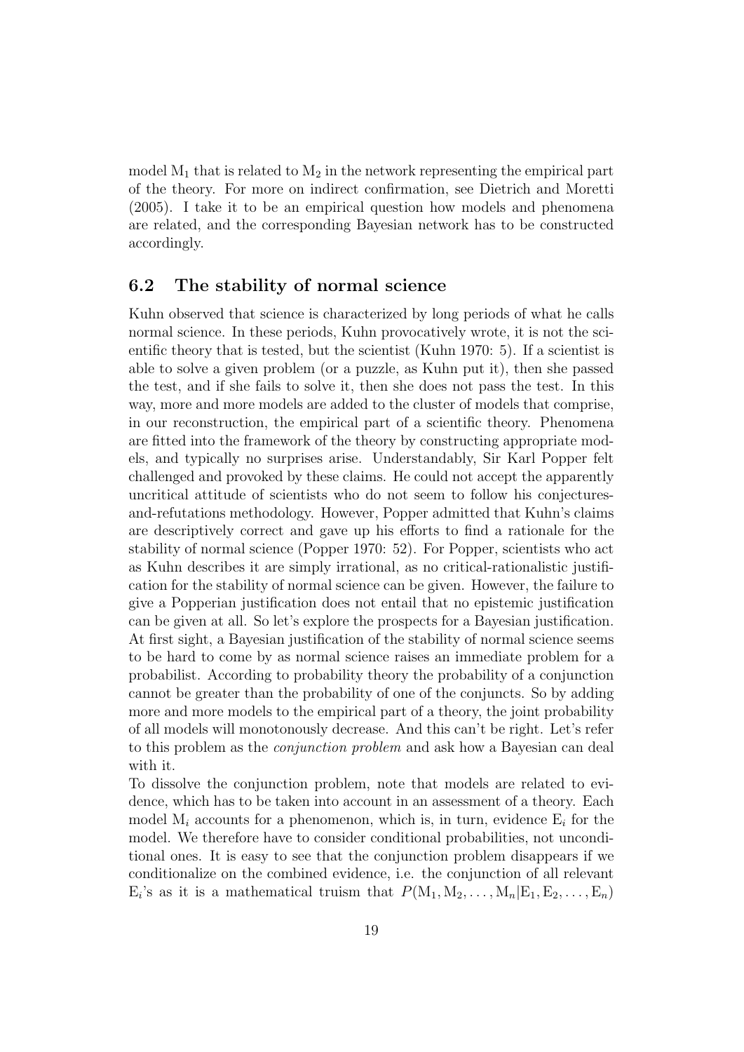model $M_1$ that is related to $M_2$ in the network representing the empirical part of the theory. For more on indirect confirmation, see Dietrich and Moretti (2005). I take it to be an empirical question how models and phenomena are related, and the corresponding Bayesian network has to be constructed accordingly.

## 6.2 The stability of normal science

Kuhn observed that science is characterized by long periods of what he calls normal science. In these periods, Kuhn provocatively wrote, it is not the scientific theory that is tested, but the scientist (Kuhn 1970: 5). If a scientist is able to solve a given problem (or a puzzle, as Kuhn put it), then she passed the test, and if she fails to solve it, then she does not pass the test. In this way, more and more models are added to the cluster of models that comprise, in our reconstruction, the empirical part of a scientific theory. Phenomena are fitted into the framework of the theory by constructing appropriate models, and typically no surprises arise. Understandably, Sir Karl Popper felt challenged and provoked by these claims. He could not accept the apparently uncritical attitude of scientists who do not seem to follow his conjectures-and-refutations methodology. However, Popper admitted that Kuhn's claims are descriptively correct and gave up his efforts to find a rationale for the stability of normal science (Popper 1970: 52). For Popper, scientists who act as Kuhn describes it are simply irrational, as no critical-rationalistic justification for the stability of normal science can be given. However, the failure to give a Popperian justification does not entail that no epistemic justification can be given at all. So let's explore the prospects for a Bayesian justification. At first sight, a Bayesian justification of the stability of normal science seems to be hard to come by as normal science raises an immediate problem for a probabilist. According to probability theory the probability of a conjunction cannot be greater than the probability of one of the conjuncts. So by adding more and more models to the empirical part of a theory, the joint probability of all models will monotonously decrease. And this can't be right. Let's refer to this problem as the *conjunction problem* and ask how a Bayesian can deal with it.

To dissolve the conjunction problem, note that models are related to evidence, which has to be taken into account in an assessment of a theory. Each model $M_i$ accounts for a phenomenon, which is, in turn, evidence $E_i$ for the model. We therefore have to consider conditional probabilities, not unconditional ones. It is easy to see that the conjunction problem disappears if we conditionalize on the combined evidence, i.e. the conjunction of all relevant $E_i$'s as it is a mathematical truism that $P(M_1, M_2, \ldots, M_n | E_1, E_2, \ldots, E_n)$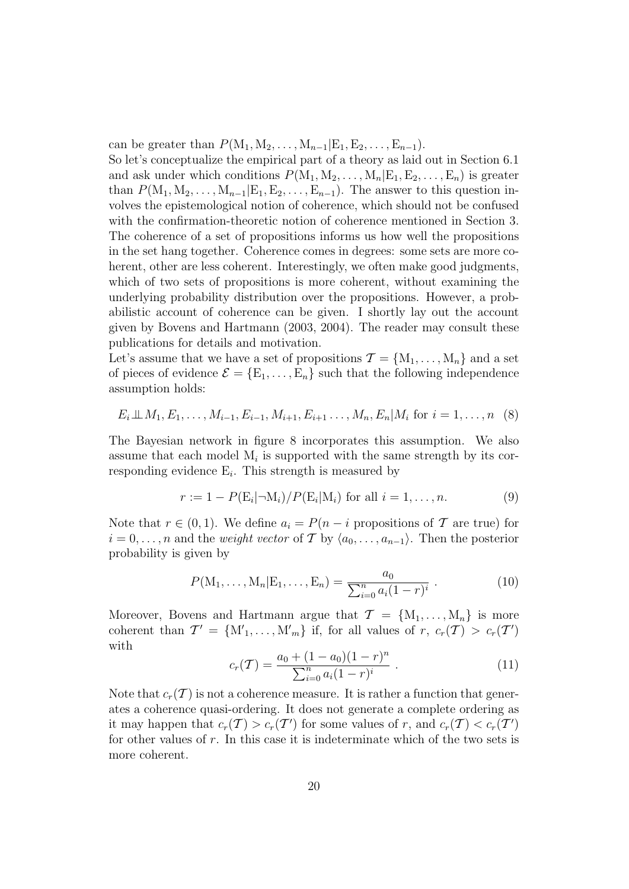can be greater than $P(\mathrm{M}_1, \mathrm{M}_2, \ldots, \mathrm{M}_{n-1}|\mathrm{E}_1, \mathrm{E}_2, \ldots, \mathrm{E}_{n-1})$.

So let's conceptualize the empirical part of a theory as laid out in Section 6.1 and ask under which conditions $P(\mathrm{M}_1, \mathrm{M}_2, \ldots, \mathrm{M}_n|\mathrm{E}_1, \mathrm{E}_2, \ldots, \mathrm{E}_n)$ is greater than $P(\mathrm{M}_1, \mathrm{M}_2, \ldots, \mathrm{M}_{n-1}|\mathrm{E}_1, \mathrm{E}_2, \ldots, \mathrm{E}_{n-1})$. The answer to this question involves the epistemological notion of coherence, which should not be confused with the confirmation-theoretic notion of coherence mentioned in Section 3. The coherence of a set of propositions informs us how well the propositions in the set hang together. Coherence comes in degrees: some sets are more coherent, other are less coherent. Interestingly, we often make good judgments, which of two sets of propositions is more coherent, without examining the underlying probability distribution over the propositions. However, a probabilistic account of coherence can be given. I shortly lay out the account given by Bovens and Hartmann (2003, 2004). The reader may consult these publications for details and motivation.

Let's assume that we have a set of propositions $\mathcal{T} = \{\mathrm{M}_1, \ldots, \mathrm{M}_n\}$ and a set of pieces of evidence $\mathcal{E} = \{\mathrm{E}_1, \ldots, \mathrm{E}_n\}$ such that the following independence assumption holds:

$$E_i \perp\!\!\!\perp M_1, E_1, \ldots, M_{i-1}, E_{i-1}, M_{i+1}, E_{i+1} \ldots, M_n, E_n | M_i \text{ for } i = 1, \ldots, n \quad (8)$$

The Bayesian network in figure 8 incorporates this assumption. We also assume that each model $\mathrm{M}_i$ is supported with the same strength by its corresponding evidence $\mathrm{E}_i$. This strength is measured by

$$r := 1 - P(\mathrm{E}_i|\neg\mathrm{M}_i)/P(\mathrm{E}_i|\mathrm{M}_i) \text{ for all } i = 1, \ldots, n. \quad (9)$$

Note that $r \in (0, 1)$. We define $a_i = P(n - i$ propositions of $\mathcal{T}$ are true) for $i = 0, \ldots, n$ and the *weight vector* of $\mathcal{T}$ by $\langle a_0, \ldots, a_{n-1}\rangle$. Then the posterior probability is given by

$$P(\mathrm{M}_1, \ldots, \mathrm{M}_n|\mathrm{E}_1, \ldots, \mathrm{E}_n) = \frac{a_0}{\sum_{i=0}^{n} a_i(1-r)^i} \ . \quad (10)$$

Moreover, Bovens and Hartmann argue that $\mathcal{T} = \{\mathrm{M}_1, \ldots, \mathrm{M}_n\}$ is more coherent than $\mathcal{T}' = \{\mathrm{M}'_1, \ldots, \mathrm{M}'_m\}$ if, for all values of $r$, $c_r(\mathcal{T}) > c_r(\mathcal{T}')$ with

$$c_r(\mathcal{T}) = \frac{a_0 + (1-a_0)(1-r)^n}{\sum_{i=0}^{n} a_i(1-r)^i} \ . \quad (11)$$

Note that $c_r(\mathcal{T})$ is not a coherence measure. It is rather a function that generates a coherence quasi-ordering. It does not generate a complete ordering as it may happen that $c_r(\mathcal{T}) > c_r(\mathcal{T}')$ for some values of $r$, and $c_r(\mathcal{T}) < c_r(\mathcal{T}')$ for other values of $r$. In this case it is indeterminate which of the two sets is more coherent.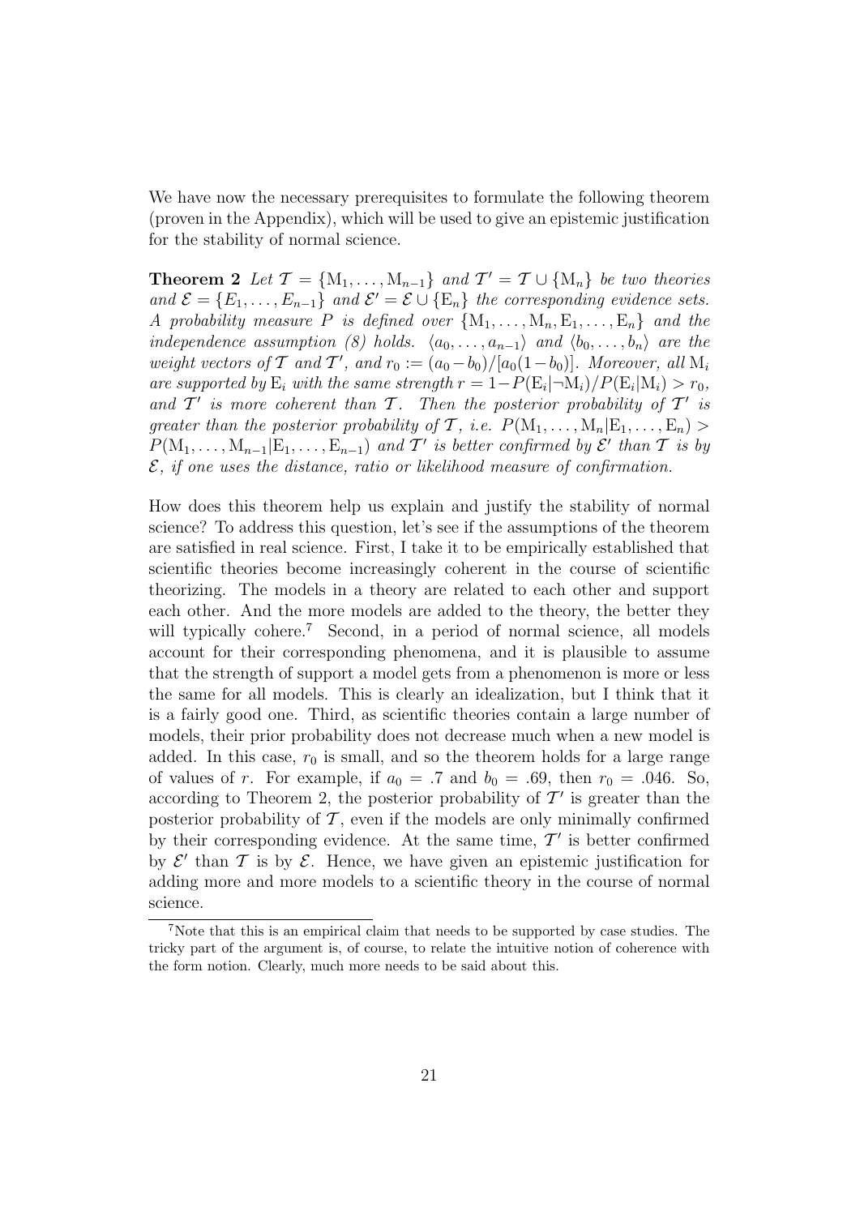We have now the necessary prerequisites to formulate the following theorem (proven in the Appendix), which will be used to give an epistemic justification for the stability of normal science.

**Theorem 2** *Let $\mathcal{T} = \{\mathrm{M}_1, \ldots, \mathrm{M}_{n-1}\}$ and $\mathcal{T}' = \mathcal{T} \cup \{\mathrm{M}_n\}$ be two theories and $\mathcal{E} = \{E_1, \ldots, E_{n-1}\}$ and $\mathcal{E}' = \mathcal{E} \cup \{\mathrm{E}_n\}$ the corresponding evidence sets. A probability measure $P$ is defined over $\{\mathrm{M}_1, \ldots, \mathrm{M}_n, \mathrm{E}_1, \ldots, \mathrm{E}_n\}$ and the independence assumption (8) holds. $\langle a_0, \ldots, a_{n-1} \rangle$ and $\langle b_0, \ldots, b_n \rangle$ are the weight vectors of $\mathcal{T}$ and $\mathcal{T}'$, and $r_0 := (a_0 - b_0)/[a_0(1 - b_0)]$. Moreover, all $\mathrm{M}_i$ are supported by $\mathrm{E}_i$ with the same strength $r = 1 - P(\mathrm{E}_i|\neg\mathrm{M}_i)/P(\mathrm{E}_i|\mathrm{M}_i) > r_0$, and $\mathcal{T}'$ is more coherent than $\mathcal{T}$. Then the posterior probability of $\mathcal{T}'$ is greater than the posterior probability of $\mathcal{T}$, i.e. $P(\mathrm{M}_1, \ldots, \mathrm{M}_n|\mathrm{E}_1, \ldots, \mathrm{E}_n) > P(\mathrm{M}_1, \ldots, \mathrm{M}_{n-1}|\mathrm{E}_1, \ldots, \mathrm{E}_{n-1})$ and $\mathcal{T}'$ is better confirmed by $\mathcal{E}'$ than $\mathcal{T}$ is by $\mathcal{E}$, if one uses the distance, ratio or likelihood measure of confirmation.*

How does this theorem help us explain and justify the stability of normal science? To address this question, let's see if the assumptions of the theorem are satisfied in real science. First, I take it to be empirically established that scientific theories become increasingly coherent in the course of scientific theorizing. The models in a theory are related to each other and support each other. And the more models are added to the theory, the better they will typically cohere.[7] Second, in a period of normal science, all models account for their corresponding phenomena, and it is plausible to assume that the strength of support a model gets from a phenomenon is more or less the same for all models. This is clearly an idealization, but I think that it is a fairly good one. Third, as scientific theories contain a large number of models, their prior probability does not decrease much when a new model is added. In this case, $r_0$ is small, and so the theorem holds for a large range of values of $r$. For example, if $a_0 = .7$ and $b_0 = .69$, then $r_0 = .046$. So, according to Theorem 2, the posterior probability of $\mathcal{T}'$ is greater than the posterior probability of $\mathcal{T}$, even if the models are only minimally confirmed by their corresponding evidence. At the same time, $\mathcal{T}'$ is better confirmed by $\mathcal{E}'$ than $\mathcal{T}$ is by $\mathcal{E}$. Hence, we have given an epistemic justification for adding more and more models to a scientific theory in the course of normal science.

[7] Note that this is an empirical claim that needs to be supported by case studies. The tricky part of the argument is, of course, to relate the intuitive notion of coherence with the form notion. Clearly, much more needs to be said about this.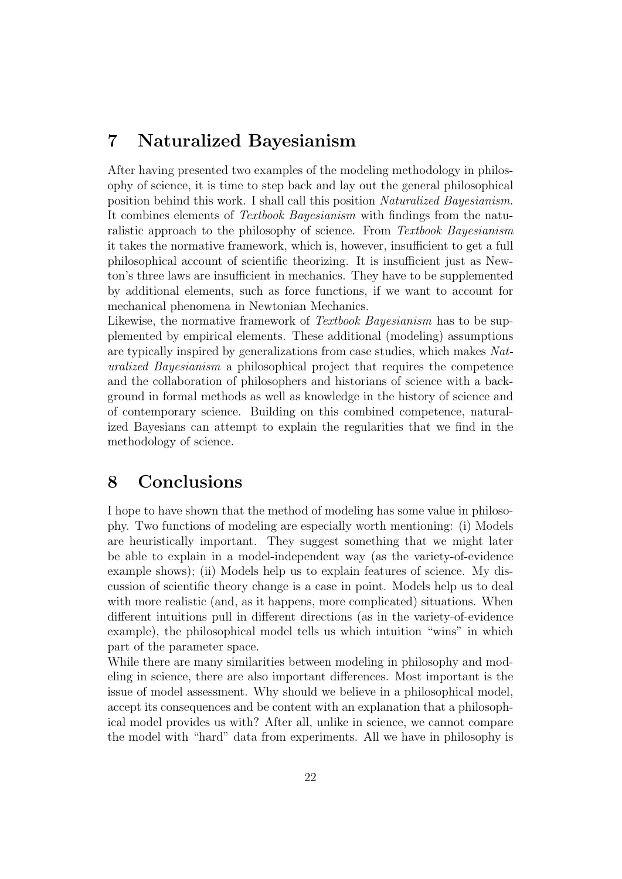## 7 Naturalized Bayesianism

After having presented two examples of the modeling methodology in philosophy of science, it is time to step back and lay out the general philosophical position behind this work. I shall call this position *Naturalized Bayesianism*. It combines elements of *Textbook Bayesianism* with findings from the naturalistic approach to the philosophy of science. From *Textbook Bayesianism* it takes the normative framework, which is, however, insufficient to get a full philosophical account of scientific theorizing. It is insufficient just as Newton's three laws are insufficient in mechanics. They have to be supplemented by additional elements, such as force functions, if we want to account for mechanical phenomena in Newtonian Mechanics.

Likewise, the normative framework of *Textbook Bayesianism* has to be supplemented by empirical elements. These additional (modeling) assumptions are typically inspired by generalizations from case studies, which makes *Naturalized Bayesianism* a philosophical project that requires the competence and the collaboration of philosophers and historians of science with a background in formal methods as well as knowledge in the history of science and of contemporary science. Building on this combined competence, naturalized Bayesians can attempt to explain the regularities that we find in the methodology of science.

## 8 Conclusions

I hope to have shown that the method of modeling has some value in philosophy. Two functions of modeling are especially worth mentioning: (i) Models are heuristically important. They suggest something that we might later be able to explain in a model-independent way (as the variety-of-evidence example shows); (ii) Models help us to explain features of science. My discussion of scientific theory change is a case in point. Models help us to deal with more realistic (and, as it happens, more complicated) situations. When different intuitions pull in different directions (as in the variety-of-evidence example), the philosophical model tells us which intuition "wins" in which part of the parameter space.

While there are many similarities between modeling in philosophy and modeling in science, there are also important differences. Most important is the issue of model assessment. Why should we believe in a philosophical model, accept its consequences and be content with an explanation that a philosophical model provides us with? After all, unlike in science, we cannot compare the model with "hard" data from experiments. All we have in philosophy is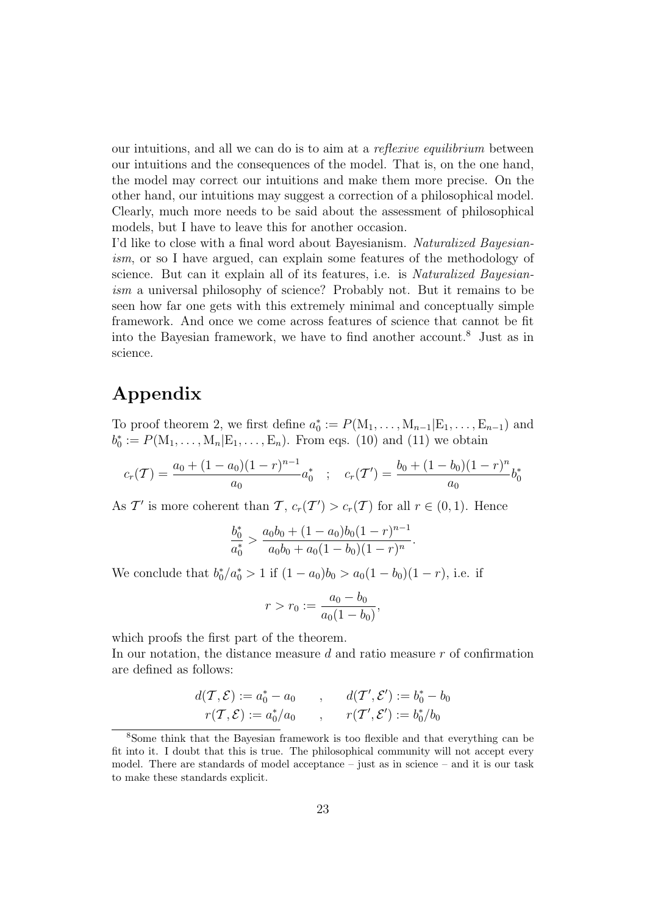our intuitions, and all we can do is to aim at a *reflexive equilibrium* between our intuitions and the consequences of the model. That is, on the one hand, the model may correct our intuitions and make them more precise. On the other hand, our intuitions may suggest a correction of a philosophical model. Clearly, much more needs to be said about the assessment of philosophical models, but I have to leave this for another occasion.

I'd like to close with a final word about Bayesianism. *Naturalized Bayesianism*, or so I have argued, can explain some features of the methodology of science. But can it explain all of its features, i.e. is *Naturalized Bayesianism* a universal philosophy of science? Probably not. But it remains to be seen how far one gets with this extremely minimal and conceptually simple framework. And once we come across features of science that cannot be fit into the Bayesian framework, we have to find another account.[8] Just as in science.

# Appendix

To proof theorem 2, we first define $a_0^* := P(\mathrm{M}_1, \ldots, \mathrm{M}_{n-1} | \mathrm{E}_1, \ldots, \mathrm{E}_{n-1})$ and $b_0^* := P(\mathrm{M}_1, \ldots, \mathrm{M}_n | \mathrm{E}_1, \ldots, \mathrm{E}_n)$. From eqs. (10) and (11) we obtain

$$c_r(\mathcal{T}) = \frac{a_0 + (1-a_0)(1-r)^{n-1}}{a_0} a_0^* \quad ; \quad c_r(\mathcal{T}') = \frac{b_0 + (1-b_0)(1-r)^n}{a_0} b_0^*$$

As $\mathcal{T}'$ is more coherent than $\mathcal{T}$, $c_r(\mathcal{T}') > c_r(\mathcal{T})$ for all $r \in (0, 1)$. Hence

$$\frac{b_0^*}{a_0^*} > \frac{a_0 b_0 + (1-a_0) b_0 (1-r)^{n-1}}{a_0 b_0 + a_0 (1-b_0)(1-r)^n}.$$

We conclude that $b_0^*/a_0^* > 1$ if $(1-a_0)b_0 > a_0(1-b_0)(1-r)$, i.e. if

$$r > r_0 := \frac{a_0 - b_0}{a_0(1-b_0)},$$

which proofs the first part of the theorem.

In our notation, the distance measure $d$ and ratio measure $r$ of confirmation are defined as follows:

$$d(\mathcal{T}, \mathcal{E}) := a_0^* - a_0 \quad , \quad d(\mathcal{T}', \mathcal{E}') := b_0^* - b_0$$
$$r(\mathcal{T}, \mathcal{E}) := a_0^*/a_0 \quad , \quad r(\mathcal{T}', \mathcal{E}') := b_0^*/b_0$$

[8] Some think that the Bayesian framework is too flexible and that everything can be fit into it. I doubt that this is true. The philosophical community will not accept every model. There are standards of model acceptance – just as in science – and it is our task to make these standards explicit.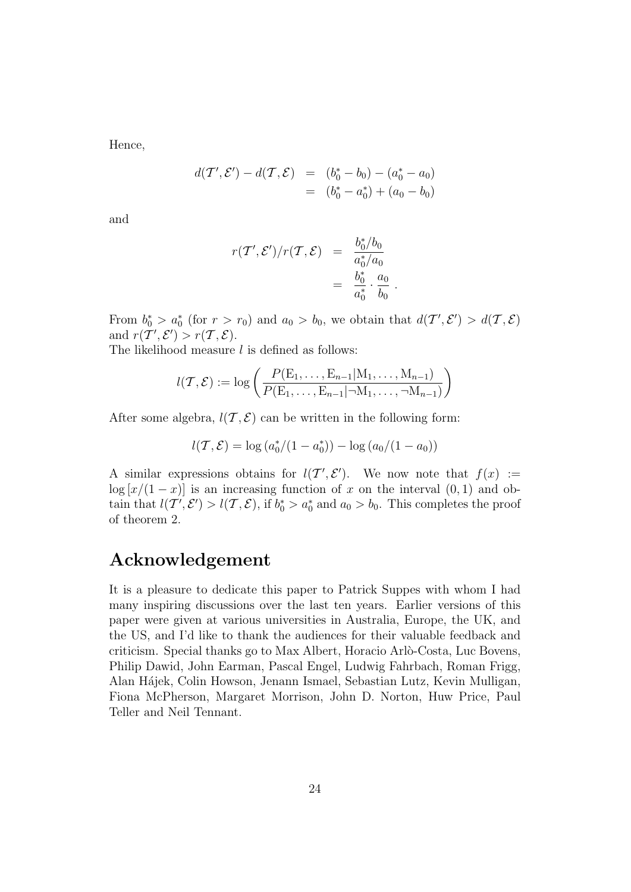Hence,

$$
\begin{aligned}
d(\mathcal{T}', \mathcal{E}') - d(\mathcal{T}, \mathcal{E}) &= (b_0^* - b_0) - (a_0^* - a_0) \\
&= (b_0^* - a_0^*) + (a_0 - b_0)
\end{aligned}
$$

and

$$
\begin{aligned}
r(\mathcal{T}', \mathcal{E}')/r(\mathcal{T}, \mathcal{E}) &= \frac{b_0^*/b_0}{a_0^*/a_0} \\
&= \frac{b_0^*}{a_0^*} \cdot \frac{a_0}{b_0} \, .
\end{aligned}
$$

From $b_0^* > a_0^*$ (for $r > r_0$) and $a_0 > b_0$, we obtain that $d(\mathcal{T}', \mathcal{E}') > d(\mathcal{T}, \mathcal{E})$ and $r(\mathcal{T}', \mathcal{E}') > r(\mathcal{T}, \mathcal{E})$.

The likelihood measure $l$ is defined as follows:

$$
l(\mathcal{T}, \mathcal{E}) := \log\left(\frac{P(\mathrm{E}_1, \ldots, \mathrm{E}_{n-1}|\mathrm{M}_1, \ldots, \mathrm{M}_{n-1})}{P(\mathrm{E}_1, \ldots, \mathrm{E}_{n-1}|\neg\mathrm{M}_1, \ldots, \neg\mathrm{M}_{n-1})}\right)
$$

After some algebra, $l(\mathcal{T}, \mathcal{E})$ can be written in the following form:

$$
l(\mathcal{T}, \mathcal{E}) = \log\left(a_0^*/(1 - a_0^*)\right) - \log\left(a_0/(1 - a_0)\right)
$$

A similar expressions obtains for $l(\mathcal{T}', \mathcal{E}')$. We now note that $f(x) := \log\left[x/(1-x)\right]$ is an increasing function of $x$ on the interval $(0, 1)$ and obtain that $l(\mathcal{T}', \mathcal{E}') > l(\mathcal{T}, \mathcal{E})$, if $b_0^* > a_0^*$ and $a_0 > b_0$. This completes the proof of theorem 2.

## Acknowledgement

It is a pleasure to dedicate this paper to Patrick Suppes with whom I had many inspiring discussions over the last ten years. Earlier versions of this paper were given at various universities in Australia, Europe, the UK, and the US, and I'd like to thank the audiences for their valuable feedback and criticism. Special thanks go to Max Albert, Horacio Arlò-Costa, Luc Bovens, Philip Dawid, John Earman, Pascal Engel, Ludwig Fahrbach, Roman Frigg, Alan Hájek, Colin Howson, Jenann Ismael, Sebastian Lutz, Kevin Mulligan, Fiona McPherson, Margaret Morrison, John D. Norton, Huw Price, Paul Teller and Neil Tennant.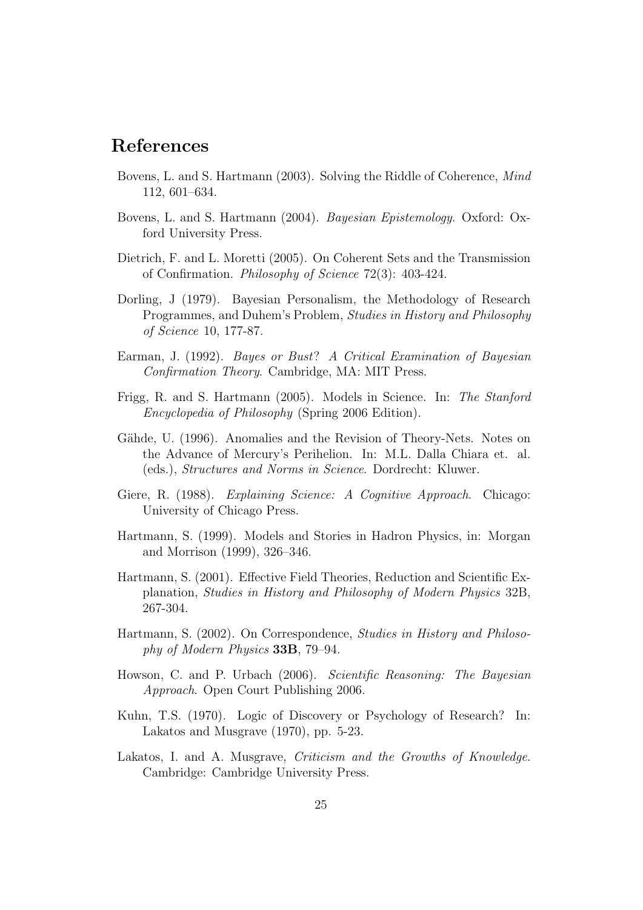## References

Bovens, L. and S. Hartmann (2003). Solving the Riddle of Coherence, *Mind* 112, 601–634.

Bovens, L. and S. Hartmann (2004). *Bayesian Epistemology*. Oxford: Oxford University Press.

Dietrich, F. and L. Moretti (2005). On Coherent Sets and the Transmission of Confirmation. *Philosophy of Science* 72(3): 403-424.

Dorling, J (1979). Bayesian Personalism, the Methodology of Research Programmes, and Duhem's Problem, *Studies in History and Philosophy of Science* 10, 177-87.

Earman, J. (1992). *Bayes or Bust? A Critical Examination of Bayesian Confirmation Theory*. Cambridge, MA: MIT Press.

Frigg, R. and S. Hartmann (2005). Models in Science. In: *The Stanford Encyclopedia of Philosophy* (Spring 2006 Edition).

Gähde, U. (1996). Anomalies and the Revision of Theory-Nets. Notes on the Advance of Mercury's Perihelion. In: M.L. Dalla Chiara et. al. (eds.), *Structures and Norms in Science*. Dordrecht: Kluwer.

Giere, R. (1988). *Explaining Science: A Cognitive Approach*. Chicago: University of Chicago Press.

Hartmann, S. (1999). Models and Stories in Hadron Physics, in: Morgan and Morrison (1999), 326–346.

Hartmann, S. (2001). Effective Field Theories, Reduction and Scientific Explanation, *Studies in History and Philosophy of Modern Physics* 32B, 267-304.

Hartmann, S. (2002). On Correspondence, *Studies in History and Philosophy of Modern Physics* **33B**, 79–94.

Howson, C. and P. Urbach (2006). *Scientific Reasoning: The Bayesian Approach*. Open Court Publishing 2006.

Kuhn, T.S. (1970). Logic of Discovery or Psychology of Research? In: Lakatos and Musgrave (1970), pp. 5-23.

Lakatos, I. and A. Musgrave, *Criticism and the Growths of Knowledge*. Cambridge: Cambridge University Press.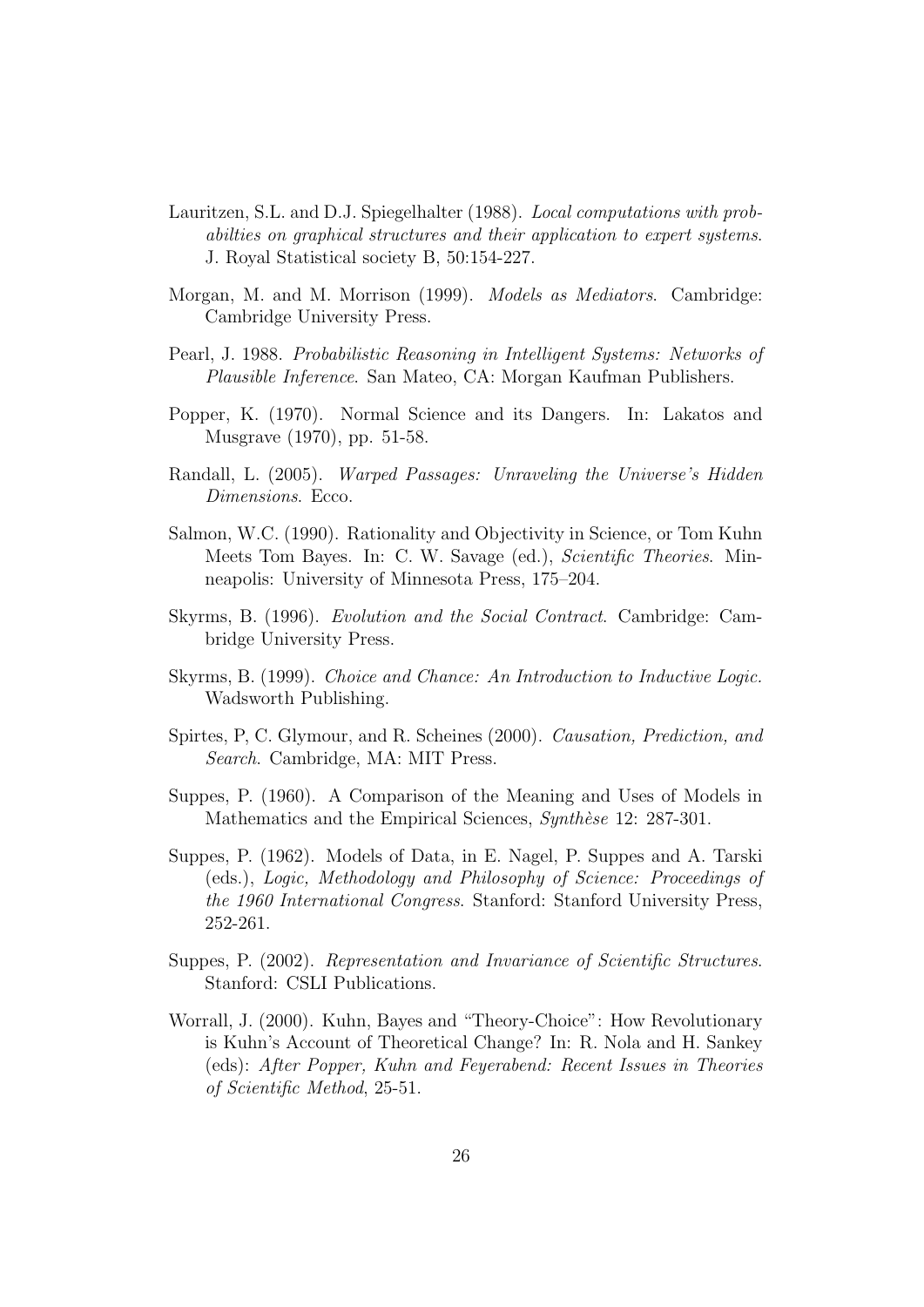Lauritzen, S.L. and D.J. Spiegelhalter (1988). *Local computations with probabilties on graphical structures and their application to expert systems*. J. Royal Statistical society B, 50:154-227.

Morgan, M. and M. Morrison (1999). *Models as Mediators*. Cambridge: Cambridge University Press.

Pearl, J. 1988. *Probabilistic Reasoning in Intelligent Systems: Networks of Plausible Inference*. San Mateo, CA: Morgan Kaufman Publishers.

Popper, K. (1970). Normal Science and its Dangers. In: Lakatos and Musgrave (1970), pp. 51-58.

Randall, L. (2005). *Warped Passages: Unraveling the Universe's Hidden Dimensions*. Ecco.

Salmon, W.C. (1990). Rationality and Objectivity in Science, or Tom Kuhn Meets Tom Bayes. In: C. W. Savage (ed.), *Scientific Theories*. Minneapolis: University of Minnesota Press, 175–204.

Skyrms, B. (1996). *Evolution and the Social Contract*. Cambridge: Cambridge University Press.

Skyrms, B. (1999). *Choice and Chance: An Introduction to Inductive Logic.* Wadsworth Publishing.

Spirtes, P, C. Glymour, and R. Scheines (2000). *Causation, Prediction, and Search*. Cambridge, MA: MIT Press.

Suppes, P. (1960). A Comparison of the Meaning and Uses of Models in Mathematics and the Empirical Sciences, *Synthèse* 12: 287-301.

Suppes, P. (1962). Models of Data, in E. Nagel, P. Suppes and A. Tarski (eds.), *Logic, Methodology and Philosophy of Science: Proceedings of the 1960 International Congress*. Stanford: Stanford University Press, 252-261.

Suppes, P. (2002). *Representation and Invariance of Scientific Structures*. Stanford: CSLI Publications.

Worrall, J. (2000). Kuhn, Bayes and "Theory-Choice": How Revolutionary is Kuhn's Account of Theoretical Change? In: R. Nola and H. Sankey (eds): *After Popper, Kuhn and Feyerabend: Recent Issues in Theories of Scientific Method*, 25-51.